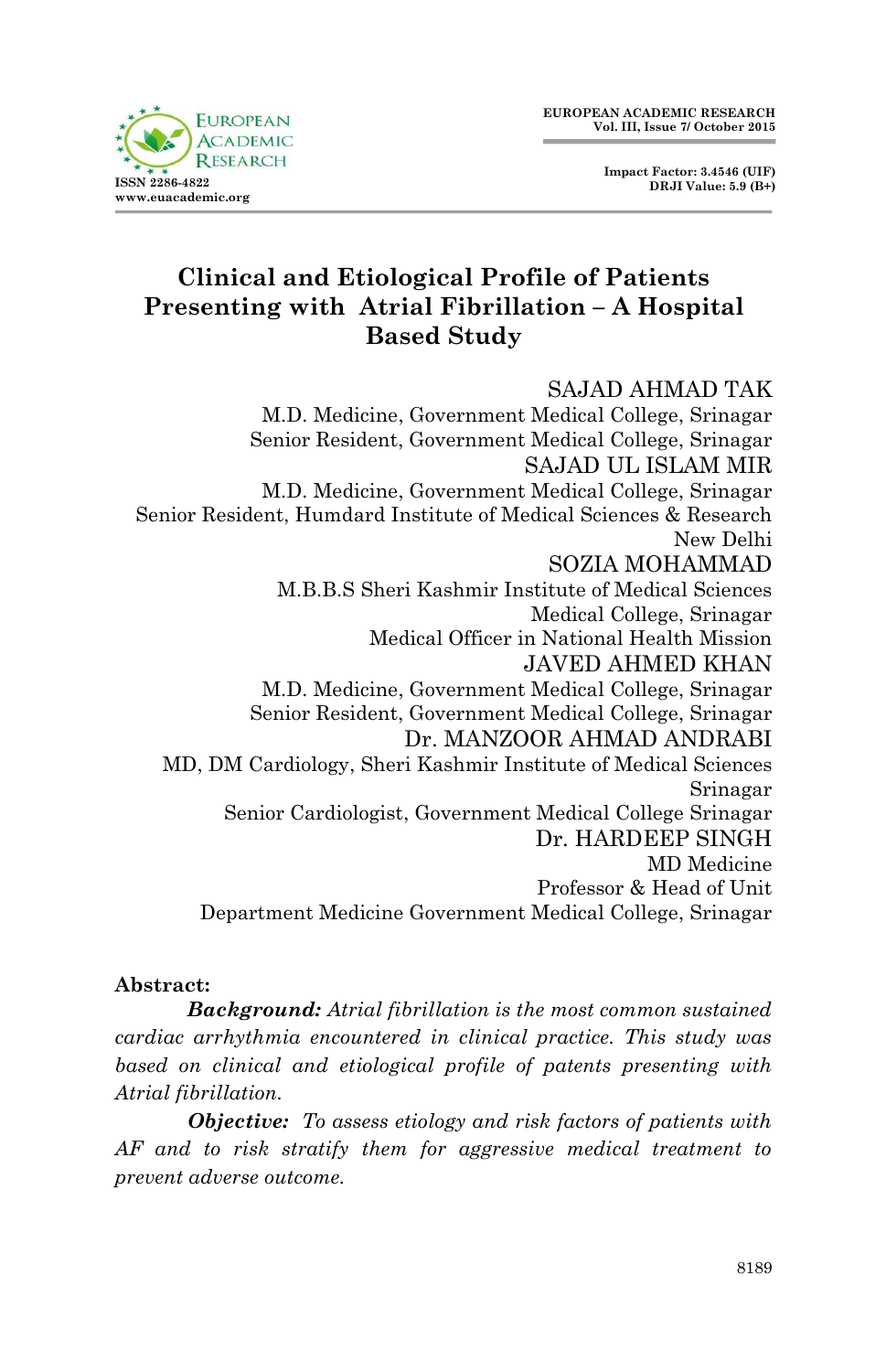# Clinical and Etiological Profile of Patients Presenting with Atrial Fibrillation – A Hospital Based Study

SAJAD AHMAD TAK
M.D. Medicine, Government Medical College, Srinagar
Senior Resident, Government Medical College, Srinagar

SAJAD UL ISLAM MIR
M.D. Medicine, Government Medical College, Srinagar
Senior Resident, Humdard Institute of Medical Sciences & Research
New Delhi

SOZIA MOHAMMAD
M.B.B.S Sheri Kashmir Institute of Medical Sciences
Medical College, Srinagar
Medical Officer in National Health Mission

JAVED AHMED KHAN
M.D. Medicine, Government Medical College, Srinagar
Senior Resident, Government Medical College, Srinagar

Dr. MANZOOR AHMAD ANDRABI
MD, DM Cardiology, Sheri Kashmir Institute of Medical Sciences
Srinagar
Senior Cardiologist, Government Medical College Srinagar

Dr. HARDEEP SINGH
MD Medicine
Professor & Head of Unit
Department Medicine Government Medical College, Srinagar

**Abstract:**

***Background:*** *Atrial fibrillation is the most common sustained cardiac arrhythmia encountered in clinical practice. This study was based on clinical and etiological profile of patents presenting with Atrial fibrillation.*

***Objective:*** *To assess etiology and risk factors of patients with AF and to risk stratify them for aggressive medical treatment to prevent adverse outcome.*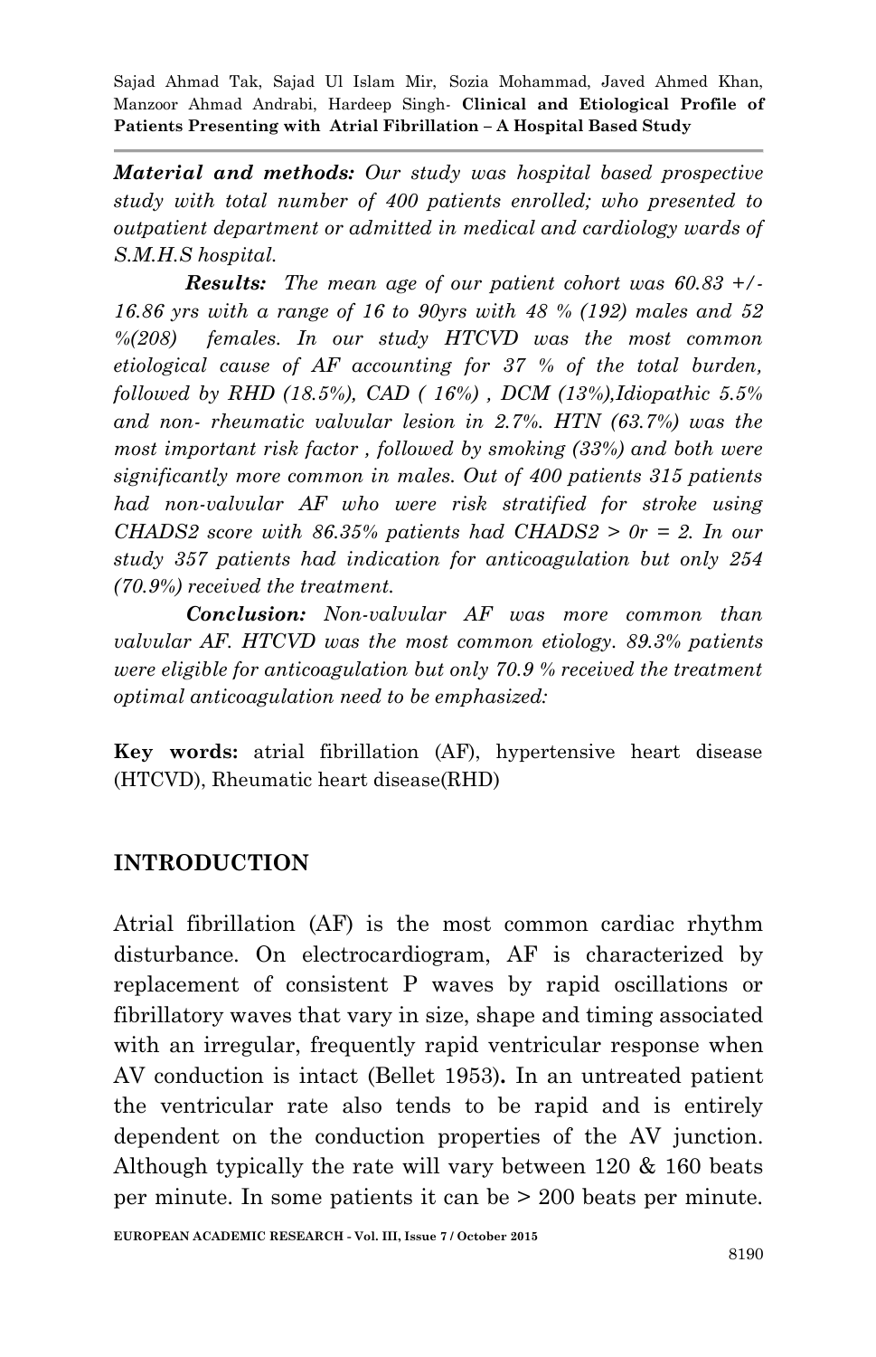***Material and methods:*** *Our study was hospital based prospective study with total number of 400 patients enrolled; who presented to outpatient department or admitted in medical and cardiology wards of S.M.H.S hospital.*

***Results:*** *The mean age of our patient cohort was 60.83 +/- 16.86 yrs with a range of 16 to 90yrs with 48 % (192) males and 52 %(208) females. In our study HTCVD was the most common etiological cause of AF accounting for 37 % of the total burden, followed by RHD (18.5%), CAD ( 16%) , DCM (13%),Idiopathic 5.5% and non- rheumatic valvular lesion in 2.7%. HTN (63.7%) was the most important risk factor , followed by smoking (33%) and both were significantly more common in males. Out of 400 patients 315 patients had non-valvular AF who were risk stratified for stroke using CHADS2 score with 86.35% patients had CHADS2 > 0r = 2. In our study 357 patients had indication for anticoagulation but only 254 (70.9%) received the treatment.*

***Conclusion:*** *Non-valvular AF was more common than valvular AF. HTCVD was the most common etiology. 89.3% patients were eligible for anticoagulation but only 70.9 % received the treatment optimal anticoagulation need to be emphasized:*

**Key words:** atrial fibrillation (AF), hypertensive heart disease (HTCVD), Rheumatic heart disease(RHD)

## INTRODUCTION

Atrial fibrillation (AF) is the most common cardiac rhythm disturbance. On electrocardiogram, AF is characterized by replacement of consistent P waves by rapid oscillations or fibrillatory waves that vary in size, shape and timing associated with an irregular, frequently rapid ventricular response when AV conduction is intact (Bellet 1953). In an untreated patient the ventricular rate also tends to be rapid and is entirely dependent on the conduction properties of the AV junction. Although typically the rate will vary between 120 & 160 beats per minute. In some patients it can be > 200 beats per minute.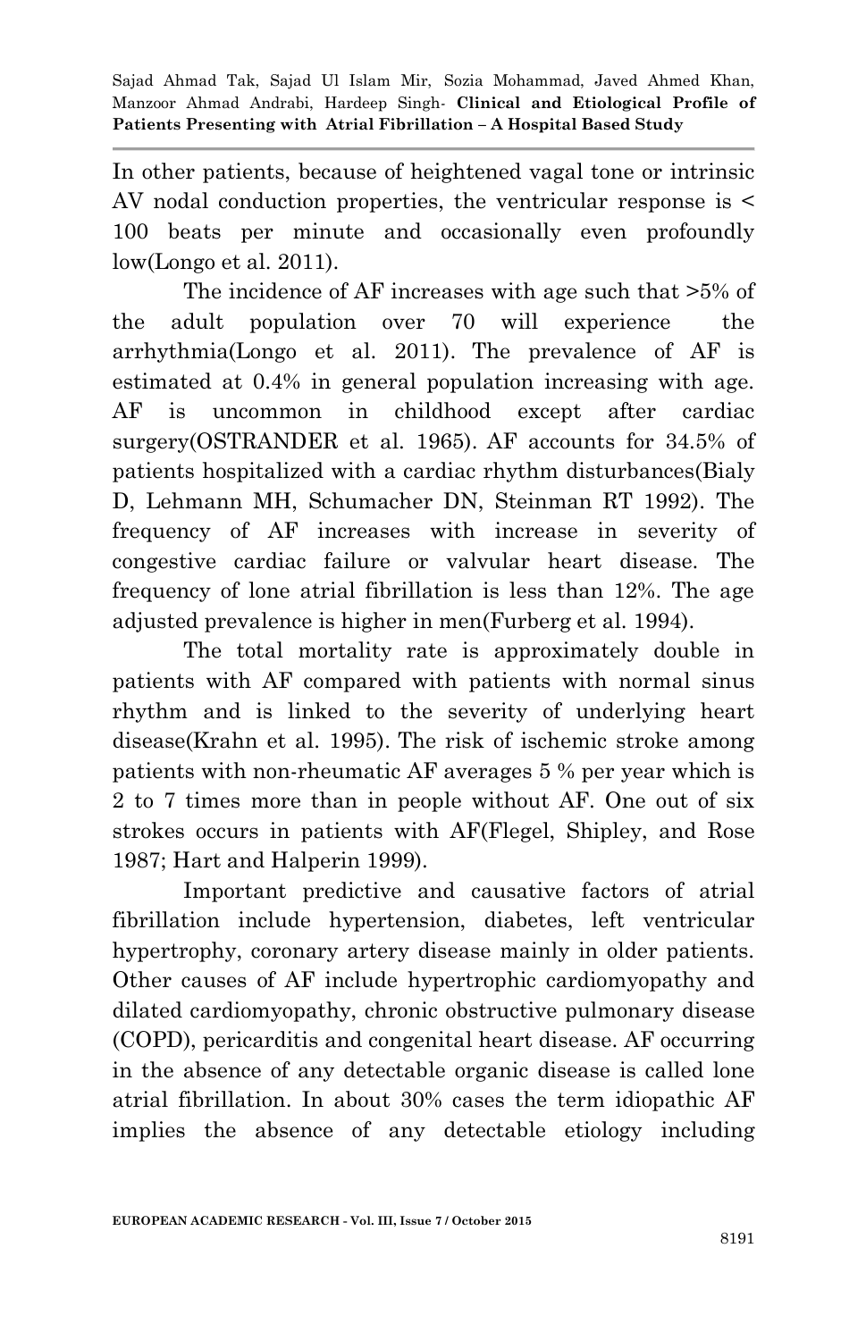In other patients, because of heightened vagal tone or intrinsic AV nodal conduction properties, the ventricular response is < 100 beats per minute and occasionally even profoundly low(Longo et al. 2011).

The incidence of AF increases with age such that >5% of the adult population over 70 will experience the arrhythmia(Longo et al. 2011). The prevalence of AF is estimated at 0.4% in general population increasing with age. AF is uncommon in childhood except after cardiac surgery(OSTRANDER et al. 1965). AF accounts for 34.5% of patients hospitalized with a cardiac rhythm disturbances(Bialy D, Lehmann MH, Schumacher DN, Steinman RT 1992). The frequency of AF increases with increase in severity of congestive cardiac failure or valvular heart disease. The frequency of lone atrial fibrillation is less than 12%. The age adjusted prevalence is higher in men(Furberg et al. 1994).

The total mortality rate is approximately double in patients with AF compared with patients with normal sinus rhythm and is linked to the severity of underlying heart disease(Krahn et al. 1995). The risk of ischemic stroke among patients with non-rheumatic AF averages 5 % per year which is 2 to 7 times more than in people without AF. One out of six strokes occurs in patients with AF(Flegel, Shipley, and Rose 1987; Hart and Halperin 1999).

Important predictive and causative factors of atrial fibrillation include hypertension, diabetes, left ventricular hypertrophy, coronary artery disease mainly in older patients. Other causes of AF include hypertrophic cardiomyopathy and dilated cardiomyopathy, chronic obstructive pulmonary disease (COPD), pericarditis and congenital heart disease. AF occurring in the absence of any detectable organic disease is called lone atrial fibrillation. In about 30% cases the term idiopathic AF implies the absence of any detectable etiology including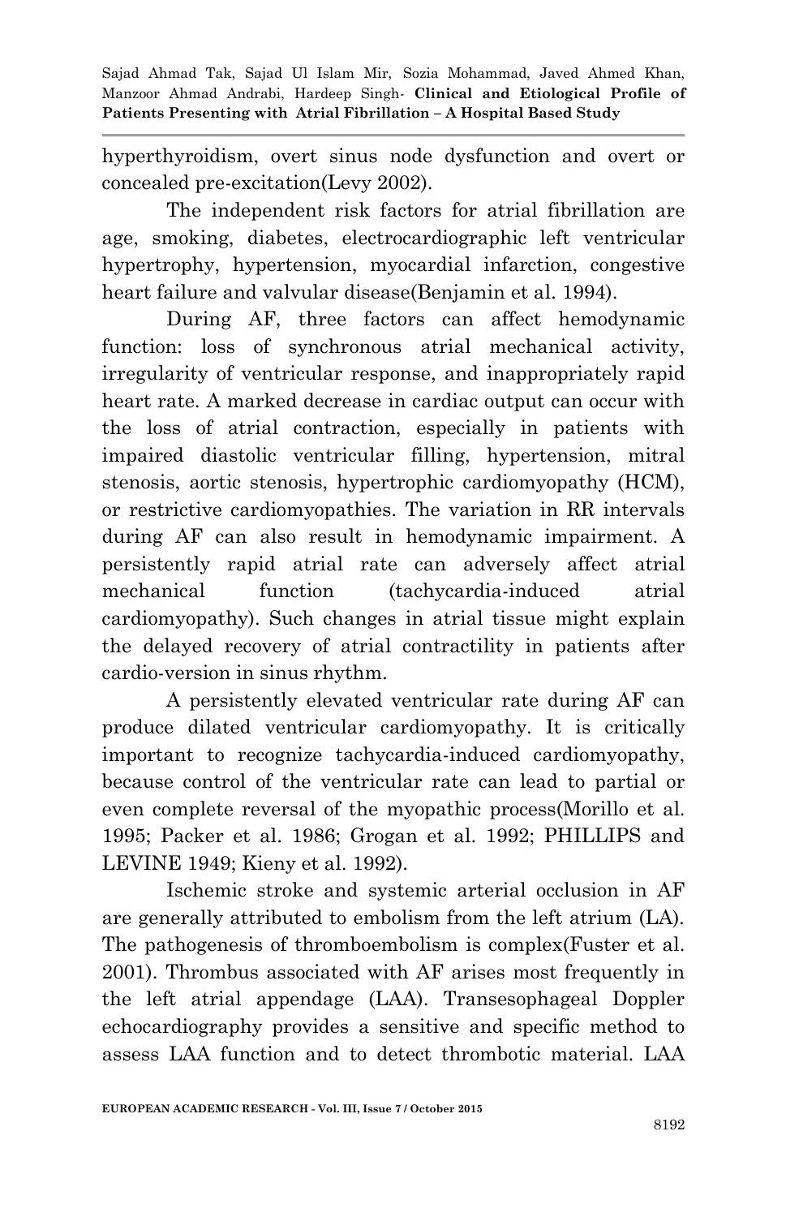hyperthyroidism, overt sinus node dysfunction and overt or concealed pre-excitation(Levy 2002).

The independent risk factors for atrial fibrillation are age, smoking, diabetes, electrocardiographic left ventricular hypertrophy, hypertension, myocardial infarction, congestive heart failure and valvular disease(Benjamin et al. 1994).

During AF, three factors can affect hemodynamic function: loss of synchronous atrial mechanical activity, irregularity of ventricular response, and inappropriately rapid heart rate. A marked decrease in cardiac output can occur with the loss of atrial contraction, especially in patients with impaired diastolic ventricular filling, hypertension, mitral stenosis, aortic stenosis, hypertrophic cardiomyopathy (HCM), or restrictive cardiomyopathies. The variation in RR intervals during AF can also result in hemodynamic impairment. A persistently rapid atrial rate can adversely affect atrial mechanical function (tachycardia-induced atrial cardiomyopathy). Such changes in atrial tissue might explain the delayed recovery of atrial contractility in patients after cardio-version in sinus rhythm.

A persistently elevated ventricular rate during AF can produce dilated ventricular cardiomyopathy. It is critically important to recognize tachycardia-induced cardiomyopathy, because control of the ventricular rate can lead to partial or even complete reversal of the myopathic process(Morillo et al. 1995; Packer et al. 1986; Grogan et al. 1992; PHILLIPS and LEVINE 1949; Kieny et al. 1992).

Ischemic stroke and systemic arterial occlusion in AF are generally attributed to embolism from the left atrium (LA). The pathogenesis of thromboembolism is complex(Fuster et al. 2001). Thrombus associated with AF arises most frequently in the left atrial appendage (LAA). Transesophageal Doppler echocardiography provides a sensitive and specific method to assess LAA function and to detect thrombotic material. LAA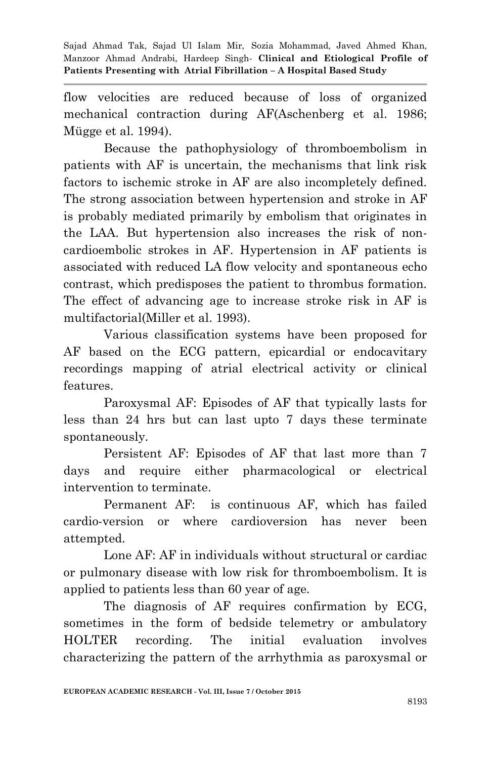flow velocities are reduced because of loss of organized mechanical contraction during AF(Aschenberg et al. 1986; Mügge et al. 1994).

Because the pathophysiology of thromboembolism in patients with AF is uncertain, the mechanisms that link risk factors to ischemic stroke in AF are also incompletely defined. The strong association between hypertension and stroke in AF is probably mediated primarily by embolism that originates in the LAA. But hypertension also increases the risk of non-cardioembolic strokes in AF. Hypertension in AF patients is associated with reduced LA flow velocity and spontaneous echo contrast, which predisposes the patient to thrombus formation. The effect of advancing age to increase stroke risk in AF is multifactorial(Miller et al. 1993).

Various classification systems have been proposed for AF based on the ECG pattern, epicardial or endocavitary recordings mapping of atrial electrical activity or clinical features.

Paroxysmal AF: Episodes of AF that typically lasts for less than 24 hrs but can last upto 7 days these terminate spontaneously.

Persistent AF: Episodes of AF that last more than 7 days and require either pharmacological or electrical intervention to terminate.

Permanent AF: is continuous AF, which has failed cardio-version or where cardioversion has never been attempted.

Lone AF: AF in individuals without structural or cardiac or pulmonary disease with low risk for thromboembolism. It is applied to patients less than 60 year of age.

The diagnosis of AF requires confirmation by ECG, sometimes in the form of bedside telemetry or ambulatory HOLTER recording. The initial evaluation involves characterizing the pattern of the arrhythmia as paroxysmal or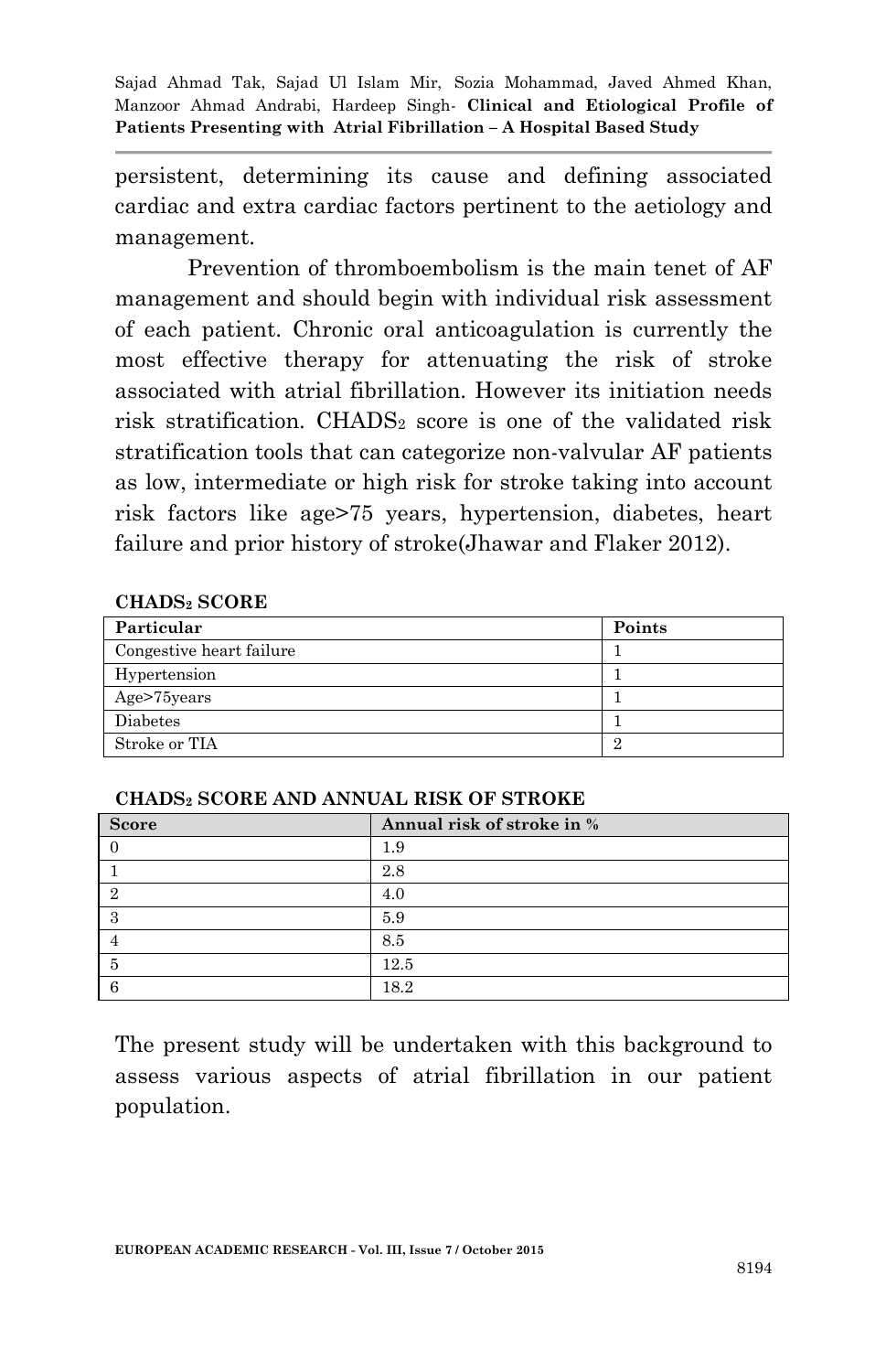persistent, determining its cause and defining associated cardiac and extra cardiac factors pertinent to the aetiology and management.

Prevention of thromboembolism is the main tenet of AF management and should begin with individual risk assessment of each patient. Chronic oral anticoagulation is currently the most effective therapy for attenuating the risk of stroke associated with atrial fibrillation. However its initiation needs risk stratification. $CHADS_2$ score is one of the validated risk stratification tools that can categorize non-valvular AF patients as low, intermediate or high risk for stroke taking into account risk factors like age>75 years, hypertension, diabetes, heart failure and prior history of stroke(Jhawar and Flaker 2012).

**$CHADS_2$ SCORE**

| Particular | Points |
|---|---|
| Congestive heart failure | 1 |
| Hypertension | 1 |
| Age>75years | 1 |
| Diabetes | 1 |
| Stroke or TIA | 2 |

**$CHADS_2$ SCORE AND ANNUAL RISK OF STROKE**

| Score | Annual risk of stroke in % |
|---|---|
| 0 | 1.9 |
| 1 | 2.8 |
| 2 | 4.0 |
| 3 | 5.9 |
| 4 | 8.5 |
| 5 | 12.5 |
| 6 | 18.2 |

The present study will be undertaken with this background to assess various aspects of atrial fibrillation in our patient population.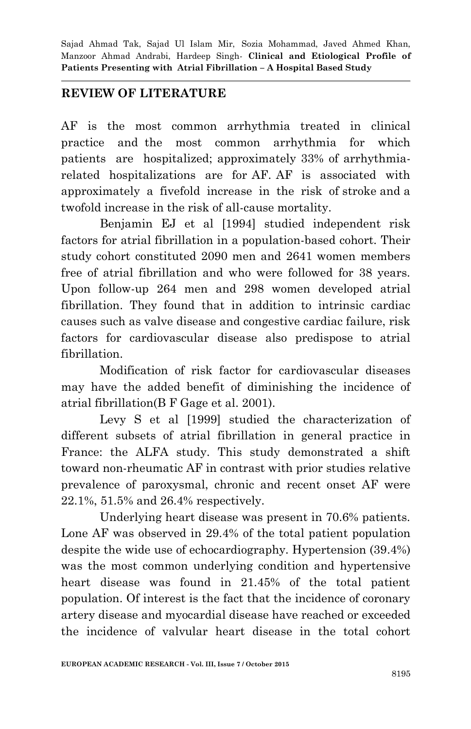## REVIEW OF LITERATURE

AF is the most common arrhythmia treated in clinical practice and the most common arrhythmia for which patients are hospitalized; approximately 33% of arrhythmia-related hospitalizations are for AF. AF is associated with approximately a fivefold increase in the risk of stroke and a twofold increase in the risk of all-cause mortality.

Benjamin EJ et al [1994] studied independent risk factors for atrial fibrillation in a population-based cohort. Their study cohort constituted 2090 men and 2641 women members free of atrial fibrillation and who were followed for 38 years. Upon follow-up 264 men and 298 women developed atrial fibrillation. They found that in addition to intrinsic cardiac causes such as valve disease and congestive cardiac failure, risk factors for cardiovascular disease also predispose to atrial fibrillation.

Modification of risk factor for cardiovascular diseases may have the added benefit of diminishing the incidence of atrial fibrillation(B F Gage et al. 2001).

Levy S et al [1999] studied the characterization of different subsets of atrial fibrillation in general practice in France: the ALFA study. This study demonstrated a shift toward non-rheumatic AF in contrast with prior studies relative prevalence of paroxysmal, chronic and recent onset AF were 22.1%, 51.5% and 26.4% respectively.

Underlying heart disease was present in 70.6% patients. Lone AF was observed in 29.4% of the total patient population despite the wide use of echocardiography. Hypertension (39.4%) was the most common underlying condition and hypertensive heart disease was found in 21.45% of the total patient population. Of interest is the fact that the incidence of coronary artery disease and myocardial disease have reached or exceeded the incidence of valvular heart disease in the total cohort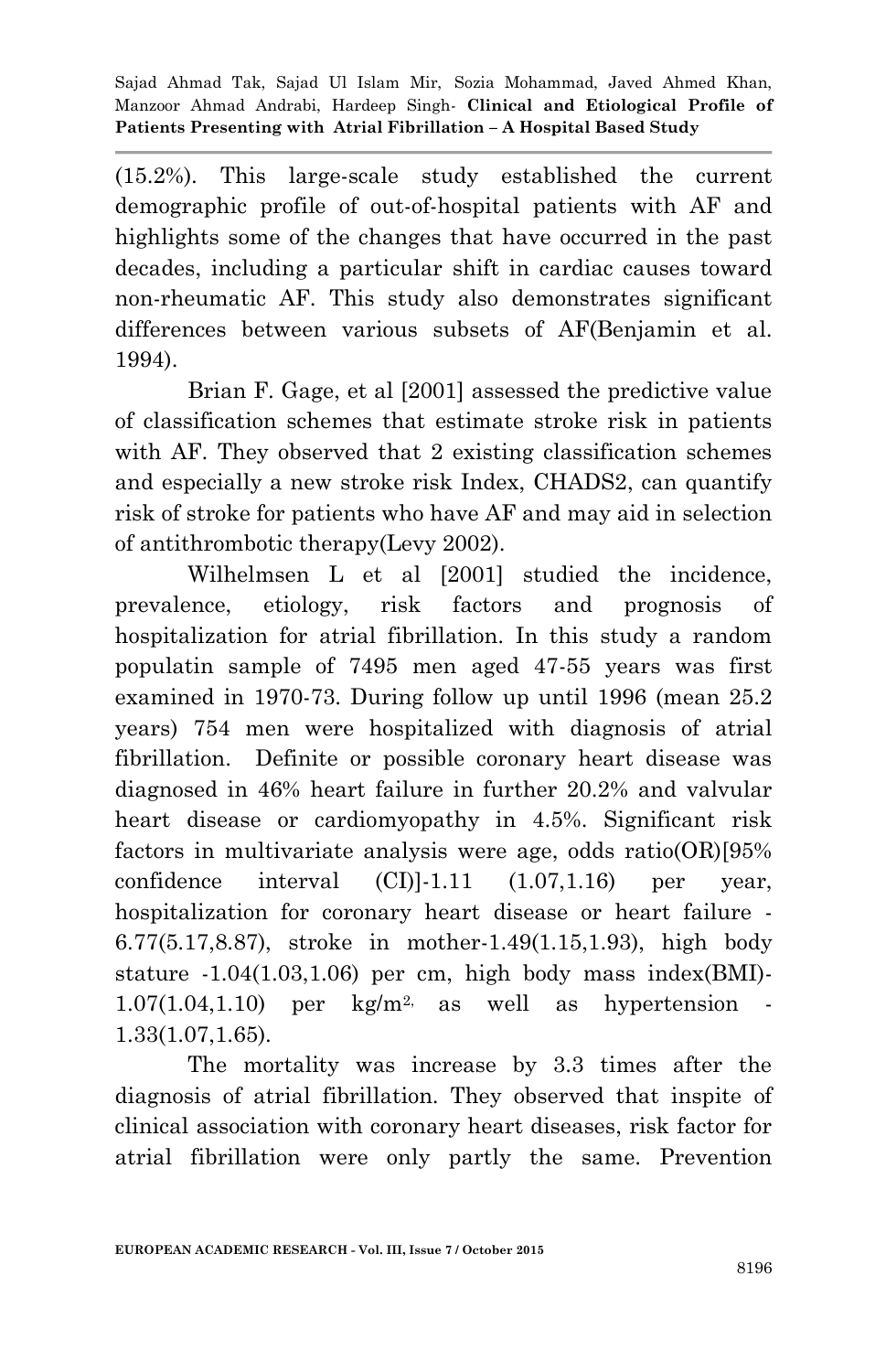(15.2%). This large-scale study established the current demographic profile of out-of-hospital patients with AF and highlights some of the changes that have occurred in the past decades, including a particular shift in cardiac causes toward non-rheumatic AF. This study also demonstrates significant differences between various subsets of AF(Benjamin et al. 1994).

Brian F. Gage, et al [2001] assessed the predictive value of classification schemes that estimate stroke risk in patients with AF. They observed that 2 existing classification schemes and especially a new stroke risk Index, CHADS2, can quantify risk of stroke for patients who have AF and may aid in selection of antithrombotic therapy(Levy 2002).

Wilhelmsen L et al [2001] studied the incidence, prevalence, etiology, risk factors and prognosis of hospitalization for atrial fibrillation. In this study a random populatin sample of 7495 men aged 47-55 years was first examined in 1970-73. During follow up until 1996 (mean 25.2 years) 754 men were hospitalized with diagnosis of atrial fibrillation. Definite or possible coronary heart disease was diagnosed in 46% heart failure in further 20.2% and valvular heart disease or cardiomyopathy in 4.5%. Significant risk factors in multivariate analysis were age, odds ratio(OR)[95% confidence interval (CI)]-1.11 (1.07,1.16) per year, hospitalization for coronary heart disease or heart failure -6.77(5.17,8.87), stroke in mother-1.49(1.15,1.93), high body stature -1.04(1.03,1.06) per cm, high body mass index(BMI)-1.07(1.04,1.10) per kg/m$^{2}$, as well as hypertension -1.33(1.07,1.65).

The mortality was increase by 3.3 times after the diagnosis of atrial fibrillation. They observed that inspite of clinical association with coronary heart diseases, risk factor for atrial fibrillation were only partly the same. Prevention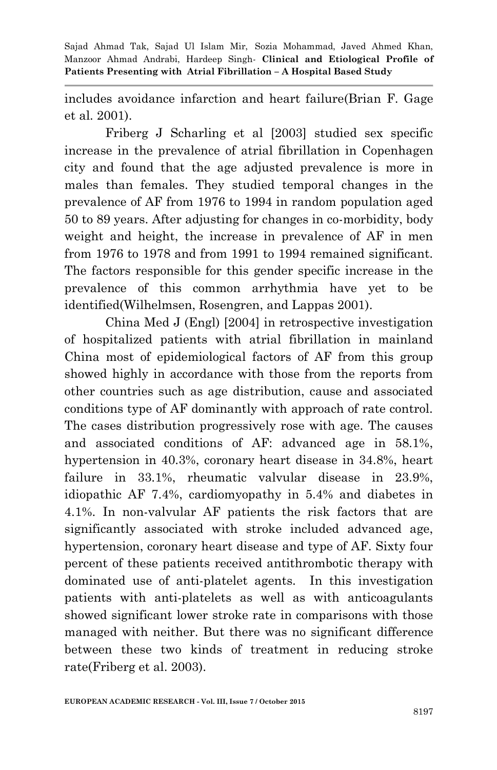includes avoidance infarction and heart failure(Brian F. Gage et al. 2001).

Friberg J Scharling et al [2003] studied sex specific increase in the prevalence of atrial fibrillation in Copenhagen city and found that the age adjusted prevalence is more in males than females. They studied temporal changes in the prevalence of AF from 1976 to 1994 in random population aged 50 to 89 years. After adjusting for changes in co-morbidity, body weight and height, the increase in prevalence of AF in men from 1976 to 1978 and from 1991 to 1994 remained significant. The factors responsible for this gender specific increase in the prevalence of this common arrhythmia have yet to be identified(Wilhelmsen, Rosengren, and Lappas 2001).

China Med J (Engl) [2004] in retrospective investigation of hospitalized patients with atrial fibrillation in mainland China most of epidemiological factors of AF from this group showed highly in accordance with those from the reports from other countries such as age distribution, cause and associated conditions type of AF dominantly with approach of rate control. The cases distribution progressively rose with age. The causes and associated conditions of AF: advanced age in 58.1%, hypertension in 40.3%, coronary heart disease in 34.8%, heart failure in 33.1%, rheumatic valvular disease in 23.9%, idiopathic AF 7.4%, cardiomyopathy in 5.4% and diabetes in 4.1%. In non-valvular AF patients the risk factors that are significantly associated with stroke included advanced age, hypertension, coronary heart disease and type of AF. Sixty four percent of these patients received antithrombotic therapy with dominated use of anti-platelet agents. In this investigation patients with anti-platelets as well as with anticoagulants showed significant lower stroke rate in comparisons with those managed with neither. But there was no significant difference between these two kinds of treatment in reducing stroke rate(Friberg et al. 2003).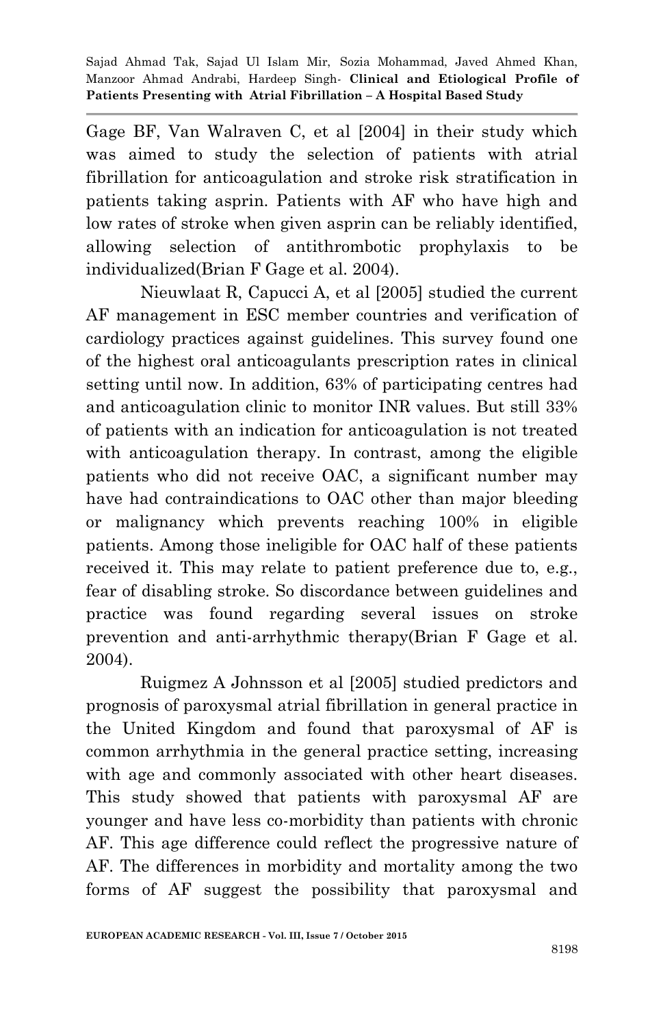Gage BF, Van Walraven C, et al [2004] in their study which was aimed to study the selection of patients with atrial fibrillation for anticoagulation and stroke risk stratification in patients taking asprin. Patients with AF who have high and low rates of stroke when given asprin can be reliably identified, allowing selection of antithrombotic prophylaxis to be individualized(Brian F Gage et al. 2004).

Nieuwlaat R, Capucci A, et al [2005] studied the current AF management in ESC member countries and verification of cardiology practices against guidelines. This survey found one of the highest oral anticoagulants prescription rates in clinical setting until now. In addition, 63% of participating centres had and anticoagulation clinic to monitor INR values. But still 33% of patients with an indication for anticoagulation is not treated with anticoagulation therapy. In contrast, among the eligible patients who did not receive OAC, a significant number may have had contraindications to OAC other than major bleeding or malignancy which prevents reaching 100% in eligible patients. Among those ineligible for OAC half of these patients received it. This may relate to patient preference due to, e.g., fear of disabling stroke. So discordance between guidelines and practice was found regarding several issues on stroke prevention and anti-arrhythmic therapy(Brian F Gage et al. 2004).

Ruigmez A Johnsson et al [2005] studied predictors and prognosis of paroxysmal atrial fibrillation in general practice in the United Kingdom and found that paroxysmal of AF is common arrhythmia in the general practice setting, increasing with age and commonly associated with other heart diseases. This study showed that patients with paroxysmal AF are younger and have less co-morbidity than patients with chronic AF. This age difference could reflect the progressive nature of AF. The differences in morbidity and mortality among the two forms of AF suggest the possibility that paroxysmal and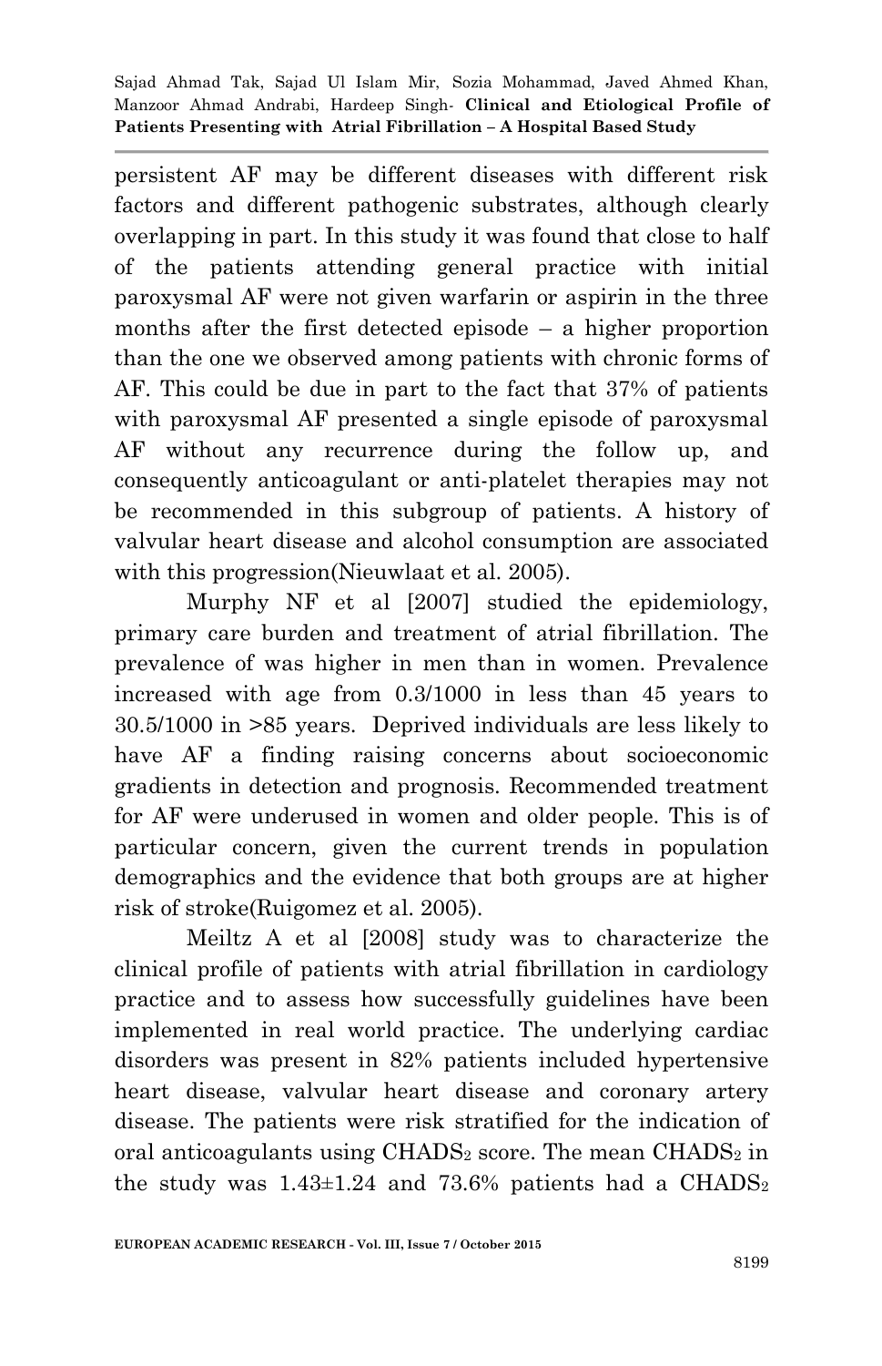persistent AF may be different diseases with different risk factors and different pathogenic substrates, although clearly overlapping in part. In this study it was found that close to half of the patients attending general practice with initial paroxysmal AF were not given warfarin or aspirin in the three months after the first detected episode – a higher proportion than the one we observed among patients with chronic forms of AF. This could be due in part to the fact that 37% of patients with paroxysmal AF presented a single episode of paroxysmal AF without any recurrence during the follow up, and consequently anticoagulant or anti-platelet therapies may not be recommended in this subgroup of patients. A history of valvular heart disease and alcohol consumption are associated with this progression(Nieuwlaat et al. 2005).

Murphy NF et al [2007] studied the epidemiology, primary care burden and treatment of atrial fibrillation. The prevalence of was higher in men than in women. Prevalence increased with age from 0.3/1000 in less than 45 years to 30.5/1000 in >85 years. Deprived individuals are less likely to have AF a finding raising concerns about socioeconomic gradients in detection and prognosis. Recommended treatment for AF were underused in women and older people. This is of particular concern, given the current trends in population demographics and the evidence that both groups are at higher risk of stroke(Ruigomez et al. 2005).

Meiltz A et al [2008] study was to characterize the clinical profile of patients with atrial fibrillation in cardiology practice and to assess how successfully guidelines have been implemented in real world practice. The underlying cardiac disorders was present in 82% patients included hypertensive heart disease, valvular heart disease and coronary artery disease. The patients were risk stratified for the indication of oral anticoagulants using $CHADS_2$ score. The mean $CHADS_2$ in the study was 1.43±1.24 and 73.6% patients had a $CHADS_2$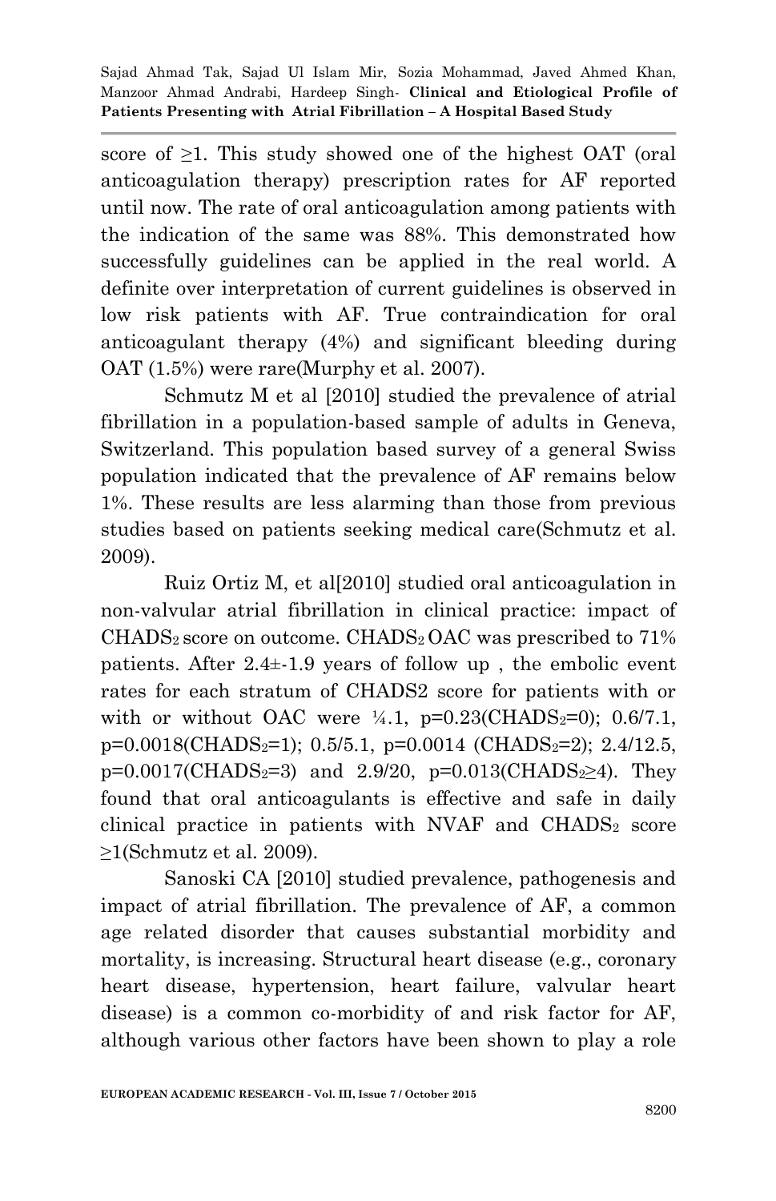score of ≥1. This study showed one of the highest OAT (oral anticoagulation therapy) prescription rates for AF reported until now. The rate of oral anticoagulation among patients with the indication of the same was 88%. This demonstrated how successfully guidelines can be applied in the real world. A definite over interpretation of current guidelines is observed in low risk patients with AF. True contraindication for oral anticoagulant therapy (4%) and significant bleeding during OAT (1.5%) were rare(Murphy et al. 2007).

Schmutz M et al [2010] studied the prevalence of atrial fibrillation in a population-based sample of adults in Geneva, Switzerland. This population based survey of a general Swiss population indicated that the prevalence of AF remains below 1%. These results are less alarming than those from previous studies based on patients seeking medical care(Schmutz et al. 2009).

Ruiz Ortiz M, et al[2010] studied oral anticoagulation in non-valvular atrial fibrillation in clinical practice: impact of $CHADS_2$ score on outcome. $CHADS_2$ OAC was prescribed to 71% patients. After 2.4±-1.9 years of follow up , the embolic event rates for each stratum of CHADS2 score for patients with or with or without OAC were ¼.1, p=0.23($CHADS_2$=0); 0.6/7.1, p=0.0018($CHADS_2$=1); 0.5/5.1, p=0.0014 ($CHADS_2$=2); 2.4/12.5, p=0.0017($CHADS_2$=3) and 2.9/20, p=0.013($CHADS_2$≥4). They found that oral anticoagulants is effective and safe in daily clinical practice in patients with NVAF and $CHADS_2$ score ≥1(Schmutz et al. 2009).

Sanoski CA [2010] studied prevalence, pathogenesis and impact of atrial fibrillation. The prevalence of AF, a common age related disorder that causes substantial morbidity and mortality, is increasing. Structural heart disease (e.g., coronary heart disease, hypertension, heart failure, valvular heart disease) is a common co-morbidity of and risk factor for AF, although various other factors have been shown to play a role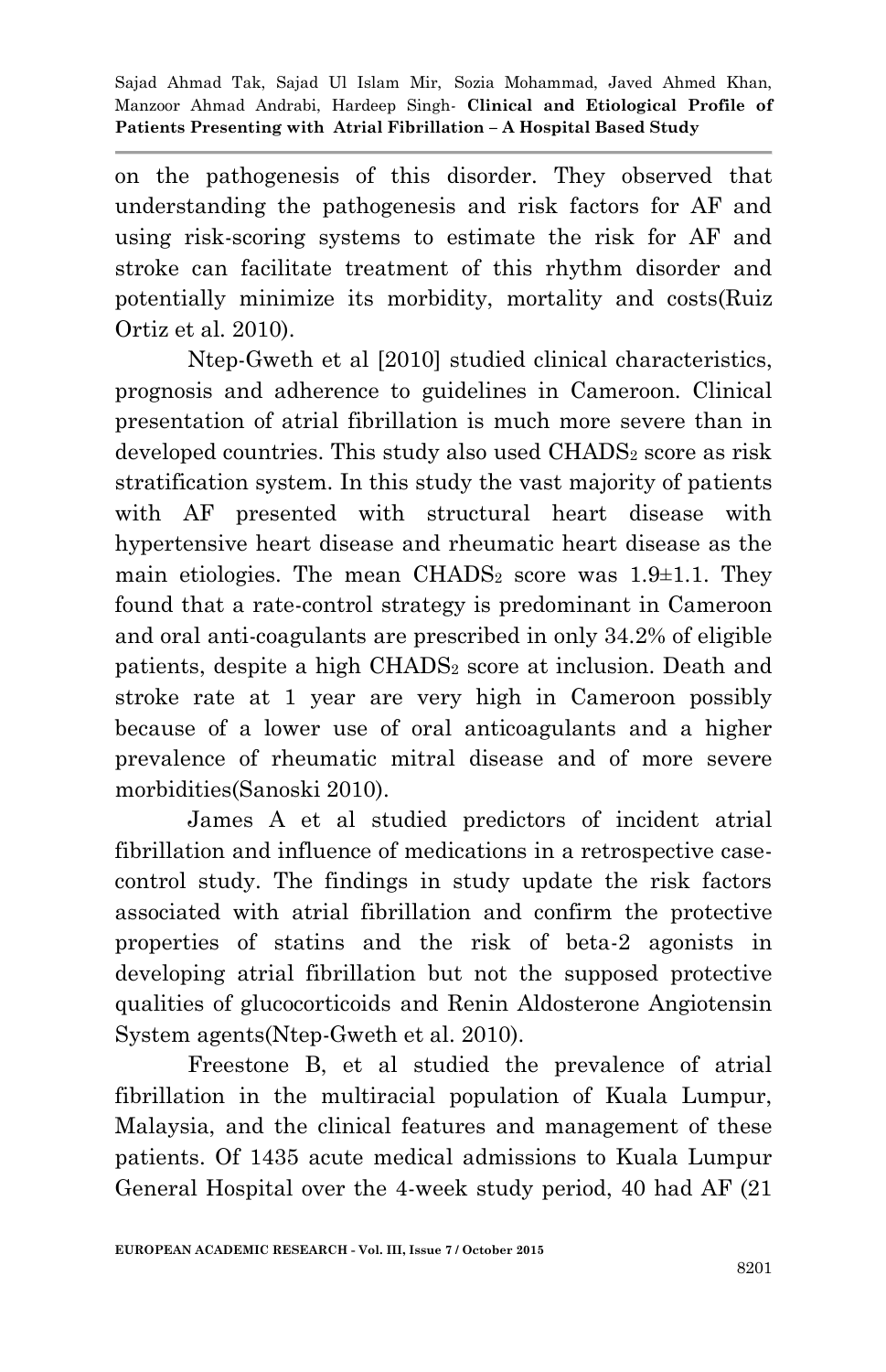on the pathogenesis of this disorder. They observed that understanding the pathogenesis and risk factors for AF and using risk-scoring systems to estimate the risk for AF and stroke can facilitate treatment of this rhythm disorder and potentially minimize its morbidity, mortality and costs(Ruiz Ortiz et al. 2010).

Ntep-Gweth et al [2010] studied clinical characteristics, prognosis and adherence to guidelines in Cameroon. Clinical presentation of atrial fibrillation is much more severe than in developed countries. This study also used $CHADS_2$ score as risk stratification system. In this study the vast majority of patients with AF presented with structural heart disease with hypertensive heart disease and rheumatic heart disease as the main etiologies. The mean $CHADS_2$ score was 1.9±1.1. They found that a rate-control strategy is predominant in Cameroon and oral anti-coagulants are prescribed in only 34.2% of eligible patients, despite a high $CHADS_2$ score at inclusion. Death and stroke rate at 1 year are very high in Cameroon possibly because of a lower use of oral anticoagulants and a higher prevalence of rheumatic mitral disease and of more severe morbidities(Sanoski 2010).

James A et al studied predictors of incident atrial fibrillation and influence of medications in a retrospective case-control study. The findings in study update the risk factors associated with atrial fibrillation and confirm the protective properties of statins and the risk of beta-2 agonists in developing atrial fibrillation but not the supposed protective qualities of glucocorticoids and Renin Aldosterone Angiotensin System agents(Ntep-Gweth et al. 2010).

Freestone B, et al studied the prevalence of atrial fibrillation in the multiracial population of Kuala Lumpur, Malaysia, and the clinical features and management of these patients. Of 1435 acute medical admissions to Kuala Lumpur General Hospital over the 4-week study period, 40 had AF (21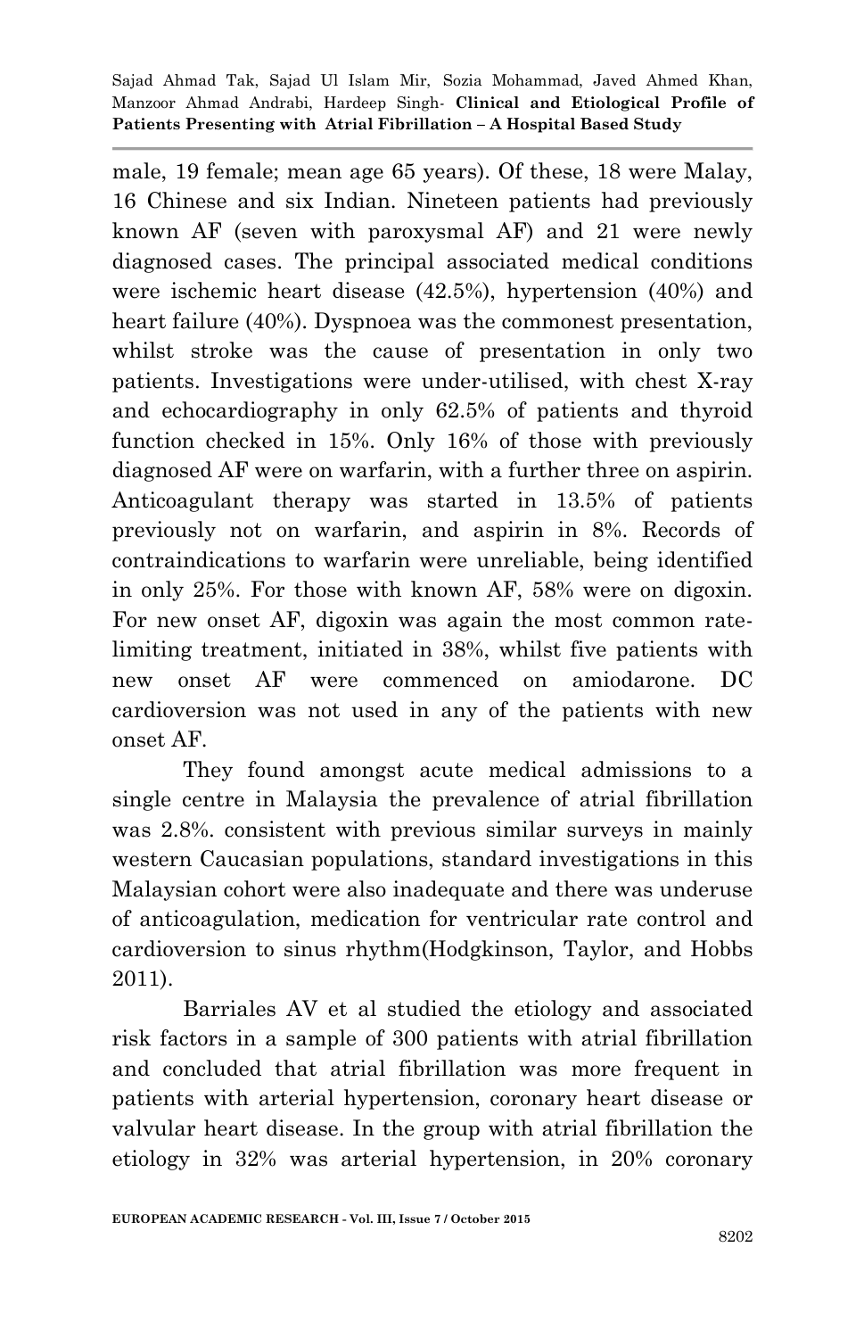male, 19 female; mean age 65 years). Of these, 18 were Malay, 16 Chinese and six Indian. Nineteen patients had previously known AF (seven with paroxysmal AF) and 21 were newly diagnosed cases. The principal associated medical conditions were ischemic heart disease (42.5%), hypertension (40%) and heart failure (40%). Dyspnoea was the commonest presentation, whilst stroke was the cause of presentation in only two patients. Investigations were under-utilised, with chest X-ray and echocardiography in only 62.5% of patients and thyroid function checked in 15%. Only 16% of those with previously diagnosed AF were on warfarin, with a further three on aspirin. Anticoagulant therapy was started in 13.5% of patients previously not on warfarin, and aspirin in 8%. Records of contraindications to warfarin were unreliable, being identified in only 25%. For those with known AF, 58% were on digoxin. For new onset AF, digoxin was again the most common rate-limiting treatment, initiated in 38%, whilst five patients with new onset AF were commenced on amiodarone. DC cardioversion was not used in any of the patients with new onset AF.

They found amongst acute medical admissions to a single centre in Malaysia the prevalence of atrial fibrillation was 2.8%. consistent with previous similar surveys in mainly western Caucasian populations, standard investigations in this Malaysian cohort were also inadequate and there was underuse of anticoagulation, medication for ventricular rate control and cardioversion to sinus rhythm(Hodgkinson, Taylor, and Hobbs 2011).

Barriales AV et al studied the etiology and associated risk factors in a sample of 300 patients with atrial fibrillation and concluded that atrial fibrillation was more frequent in patients with arterial hypertension, coronary heart disease or valvular heart disease. In the group with atrial fibrillation the etiology in 32% was arterial hypertension, in 20% coronary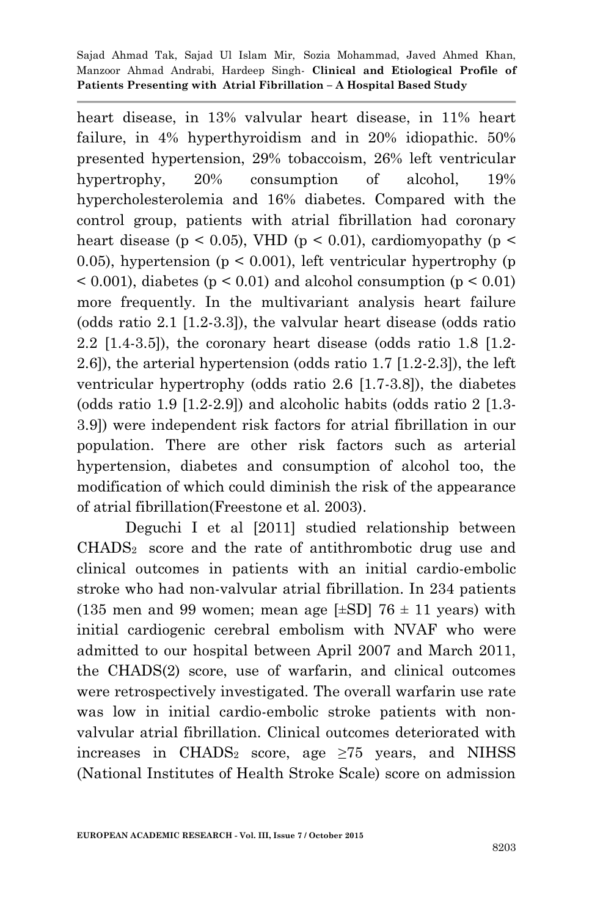heart disease, in 13% valvular heart disease, in 11% heart failure, in 4% hyperthyroidism and in 20% idiopathic. 50% presented hypertension, 29% tobaccoism, 26% left ventricular hypertrophy, 20% consumption of alcohol, 19% hypercholesterolemia and 16% diabetes. Compared with the control group, patients with atrial fibrillation had coronary heart disease ($p < 0.05$), VHD ($p < 0.01$), cardiomyopathy ($p < 0.05$), hypertension ($p < 0.001$), left ventricular hypertrophy ($p < 0.001$), diabetes ($p < 0.01$) and alcohol consumption ($p < 0.01$) more frequently. In the multivariant analysis heart failure (odds ratio 2.1 [1.2-3.3]), the valvular heart disease (odds ratio 2.2 [1.4-3.5]), the coronary heart disease (odds ratio 1.8 [1.2-2.6]), the arterial hypertension (odds ratio 1.7 [1.2-2.3]), the left ventricular hypertrophy (odds ratio 2.6 [1.7-3.8]), the diabetes (odds ratio 1.9 [1.2-2.9]) and alcoholic habits (odds ratio 2 [1.3-3.9]) were independent risk factors for atrial fibrillation in our population. There are other risk factors such as arterial hypertension, diabetes and consumption of alcohol too, the modification of which could diminish the risk of the appearance of atrial fibrillation(Freestone et al. 2003).

Deguchi I et al [2011] studied relationship between $CHADS_2$ score and the rate of antithrombotic drug use and clinical outcomes in patients with an initial cardio-embolic stroke who had non-valvular atrial fibrillation. In 234 patients (135 men and 99 women; mean age [±SD] 76 ± 11 years) with initial cardiogenic cerebral embolism with NVAF who were admitted to our hospital between April 2007 and March 2011, the CHADS(2) score, use of warfarin, and clinical outcomes were retrospectively investigated. The overall warfarin use rate was low in initial cardio-embolic stroke patients with non-valvular atrial fibrillation. Clinical outcomes deteriorated with increases in $CHADS_2$ score, age ≥75 years, and NIHSS (National Institutes of Health Stroke Scale) score on admission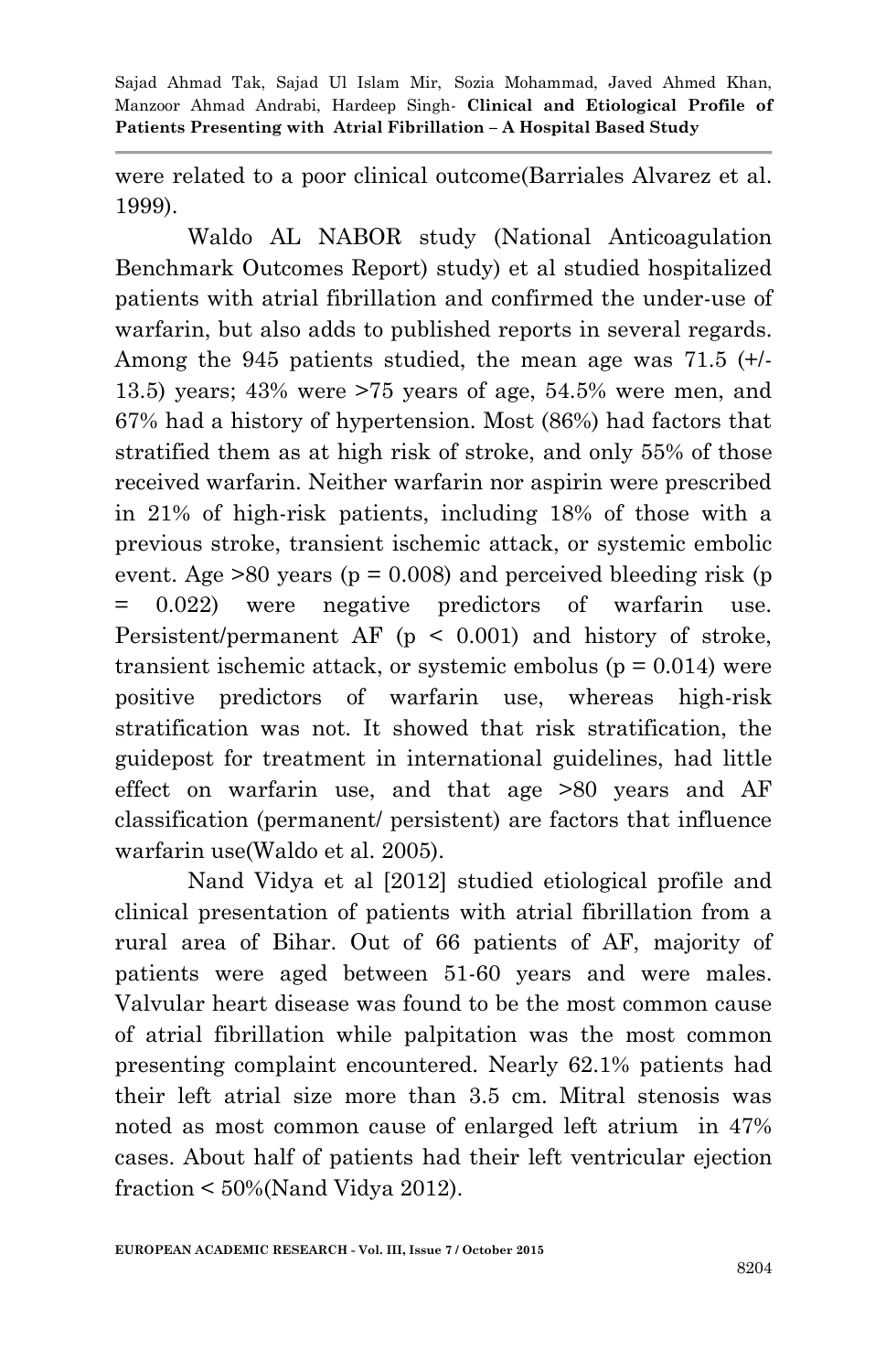were related to a poor clinical outcome(Barriales Alvarez et al. 1999).

Waldo AL NABOR study (National Anticoagulation Benchmark Outcomes Report) study) et al studied hospitalized patients with atrial fibrillation and confirmed the under-use of warfarin, but also adds to published reports in several regards. Among the 945 patients studied, the mean age was 71.5 (+/- 13.5) years; 43% were >75 years of age, 54.5% were men, and 67% had a history of hypertension. Most (86%) had factors that stratified them as at high risk of stroke, and only 55% of those received warfarin. Neither warfarin nor aspirin were prescribed in 21% of high-risk patients, including 18% of those with a previous stroke, transient ischemic attack, or systemic embolic event. Age >80 years ($p = 0.008$) and perceived bleeding risk ($p = 0.022$) were negative predictors of warfarin use. Persistent/permanent AF ($p < 0.001$) and history of stroke, transient ischemic attack, or systemic embolus ($p = 0.014$) were positive predictors of warfarin use, whereas high-risk stratification was not. It showed that risk stratification, the guidepost for treatment in international guidelines, had little effect on warfarin use, and that age >80 years and AF classification (permanent/ persistent) are factors that influence warfarin use(Waldo et al. 2005).

Nand Vidya et al [2012] studied etiological profile and clinical presentation of patients with atrial fibrillation from a rural area of Bihar. Out of 66 patients of AF, majority of patients were aged between 51-60 years and were males. Valvular heart disease was found to be the most common cause of atrial fibrillation while palpitation was the most common presenting complaint encountered. Nearly 62.1% patients had their left atrial size more than 3.5 cm. Mitral stenosis was noted as most common cause of enlarged left atrium in 47% cases. About half of patients had their left ventricular ejection fraction < 50%(Nand Vidya 2012).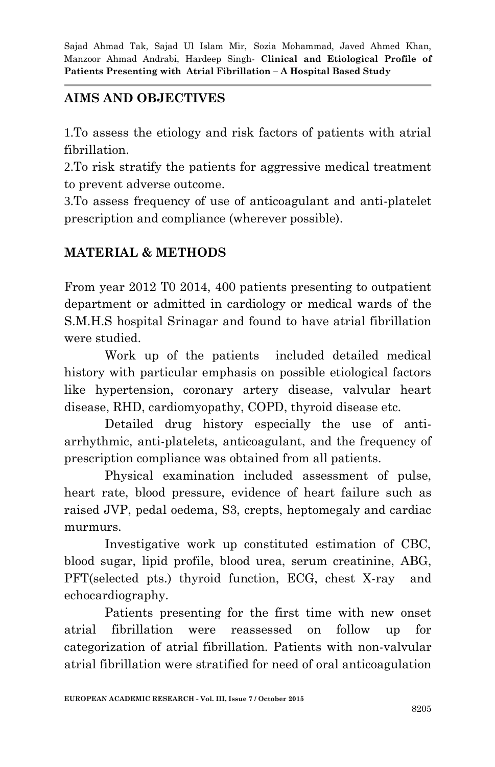## AIMS AND OBJECTIVES

1.To assess the etiology and risk factors of patients with atrial fibrillation.
2.To risk stratify the patients for aggressive medical treatment to prevent adverse outcome.
3.To assess frequency of use of anticoagulant and anti-platelet prescription and compliance (wherever possible).

## MATERIAL & METHODS

From year 2012 T0 2014, 400 patients presenting to outpatient department or admitted in cardiology or medical wards of the S.M.H.S hospital Srinagar and found to have atrial fibrillation were studied.

Work up of the patients included detailed medical history with particular emphasis on possible etiological factors like hypertension, coronary artery disease, valvular heart disease, RHD, cardiomyopathy, COPD, thyroid disease etc.

Detailed drug history especially the use of anti-arrhythmic, anti-platelets, anticoagulant, and the frequency of prescription compliance was obtained from all patients.

Physical examination included assessment of pulse, heart rate, blood pressure, evidence of heart failure such as raised JVP, pedal oedema, S3, crepts, heptomegaly and cardiac murmurs.

Investigative work up constituted estimation of CBC, blood sugar, lipid profile, blood urea, serum creatinine, ABG, PFT(selected pts.) thyroid function, ECG, chest X-ray and echocardiography.

Patients presenting for the first time with new onset atrial fibrillation were reassessed on follow up for categorization of atrial fibrillation. Patients with non-valvular atrial fibrillation were stratified for need of oral anticoagulation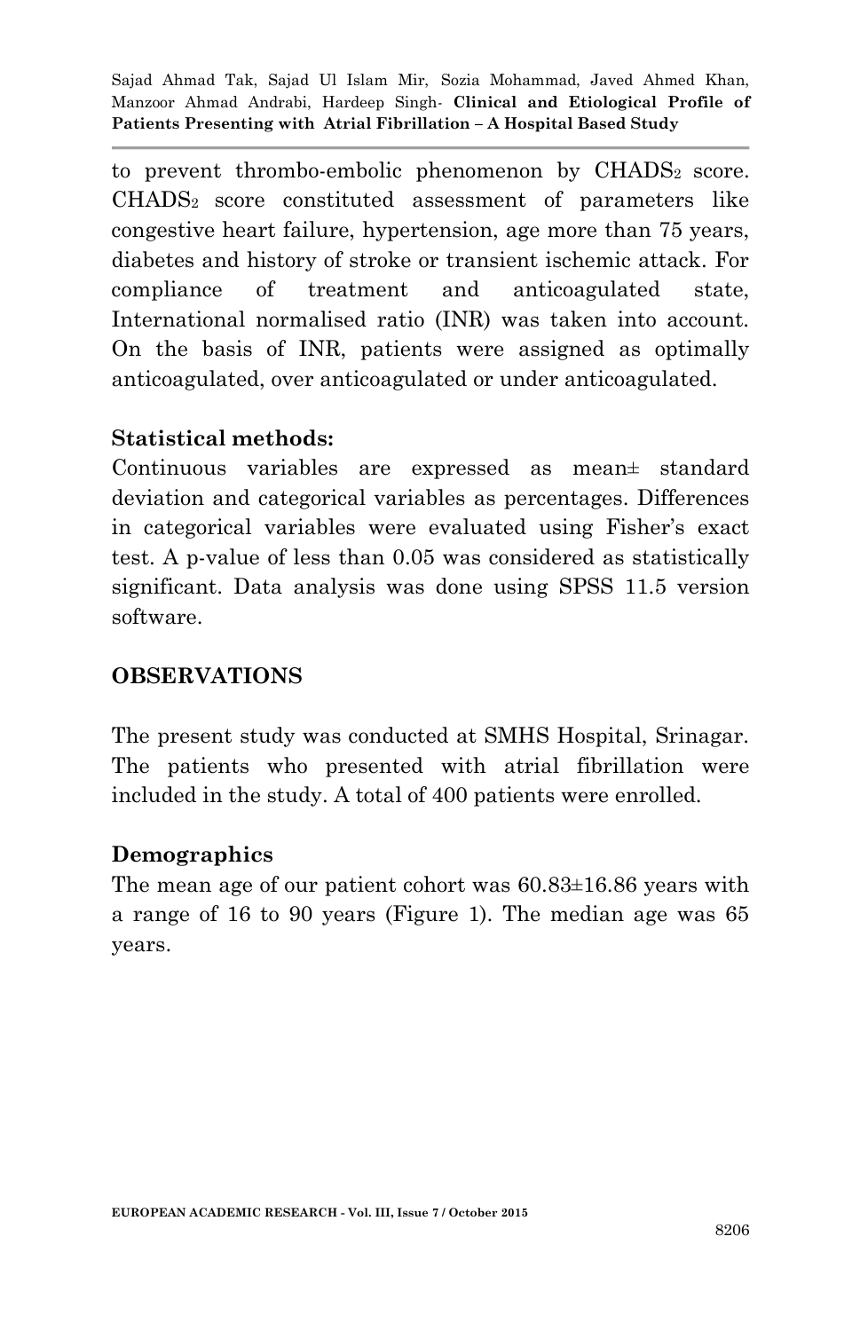to prevent thrombo-embolic phenomenon by $CHADS_2$ score. $CHADS_2$ score constituted assessment of parameters like congestive heart failure, hypertension, age more than 75 years, diabetes and history of stroke or transient ischemic attack. For compliance of treatment and anticoagulated state, International normalised ratio (INR) was taken into account. On the basis of INR, patients were assigned as optimally anticoagulated, over anticoagulated or under anticoagulated.

**Statistical methods:**

Continuous variables are expressed as mean± standard deviation and categorical variables as percentages. Differences in categorical variables were evaluated using Fisher's exact test. A p-value of less than 0.05 was considered as statistically significant. Data analysis was done using SPSS 11.5 version software.

## OBSERVATIONS

The present study was conducted at SMHS Hospital, Srinagar. The patients who presented with atrial fibrillation were included in the study. A total of 400 patients were enrolled.

### Demographics

The mean age of our patient cohort was 60.83±16.86 years with a range of 16 to 90 years (Figure 1). The median age was 65 years.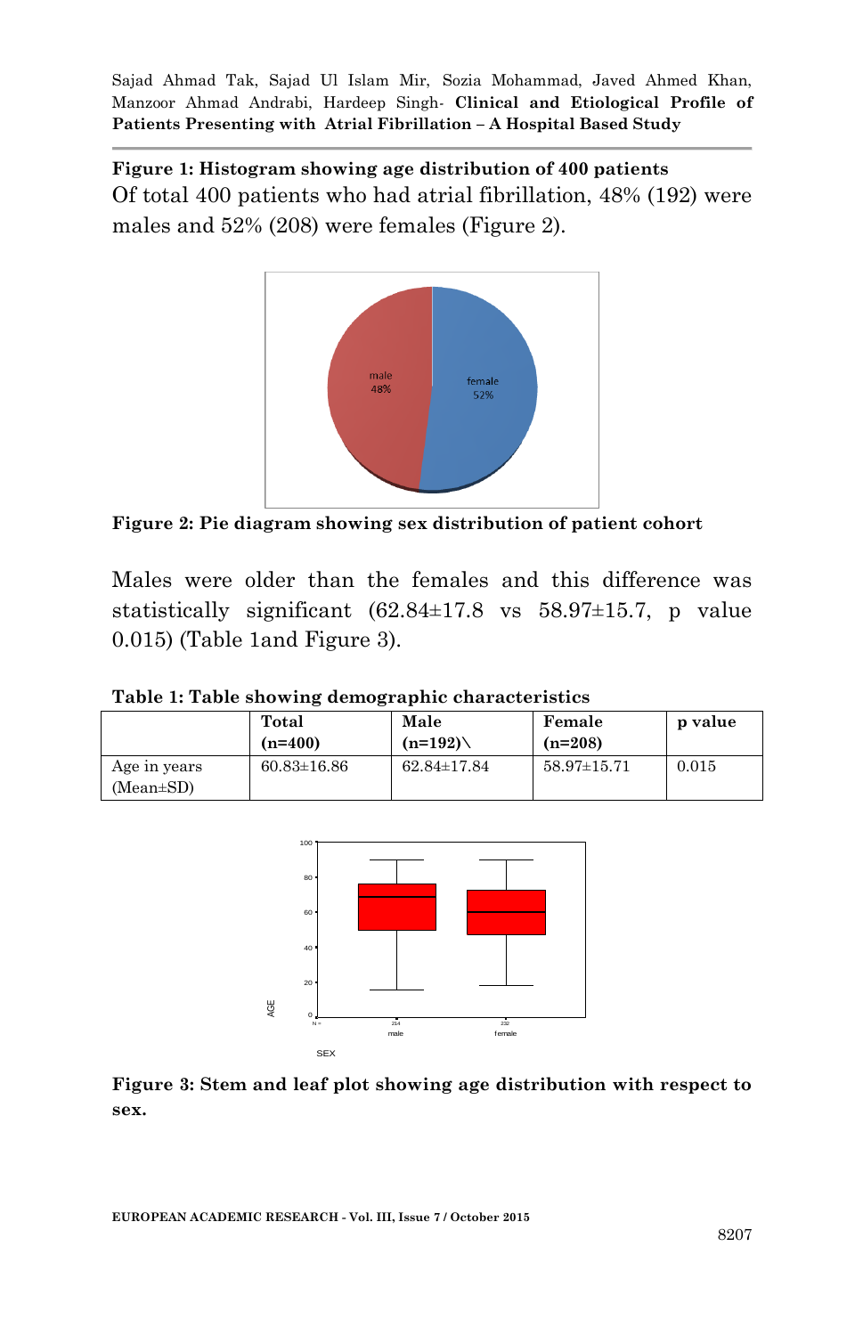**Figure 1: Histogram showing age distribution of 400 patients**

Of total 400 patients who had atrial fibrillation, 48% (192) were males and 52% (208) were females (Figure 2).

**Figure 2: Pie diagram showing sex distribution of patient cohort**

Males were older than the females and this difference was statistically significant (62.84±17.8 vs 58.97±15.7, p value 0.015) (Table 1and Figure 3).

**Table 1: Table showing demographic characteristics**

| | **Total (n=400)** | **Male (n=192)\** | **Female (n=208)** | **p value** |
|---|---|---|---|---|
| Age in years (Mean±SD) | 60.83±16.86 | 62.84±17.84 | 58.97±15.71 | 0.015 |

**Figure 3: Stem and leaf plot showing age distribution with respect to sex.**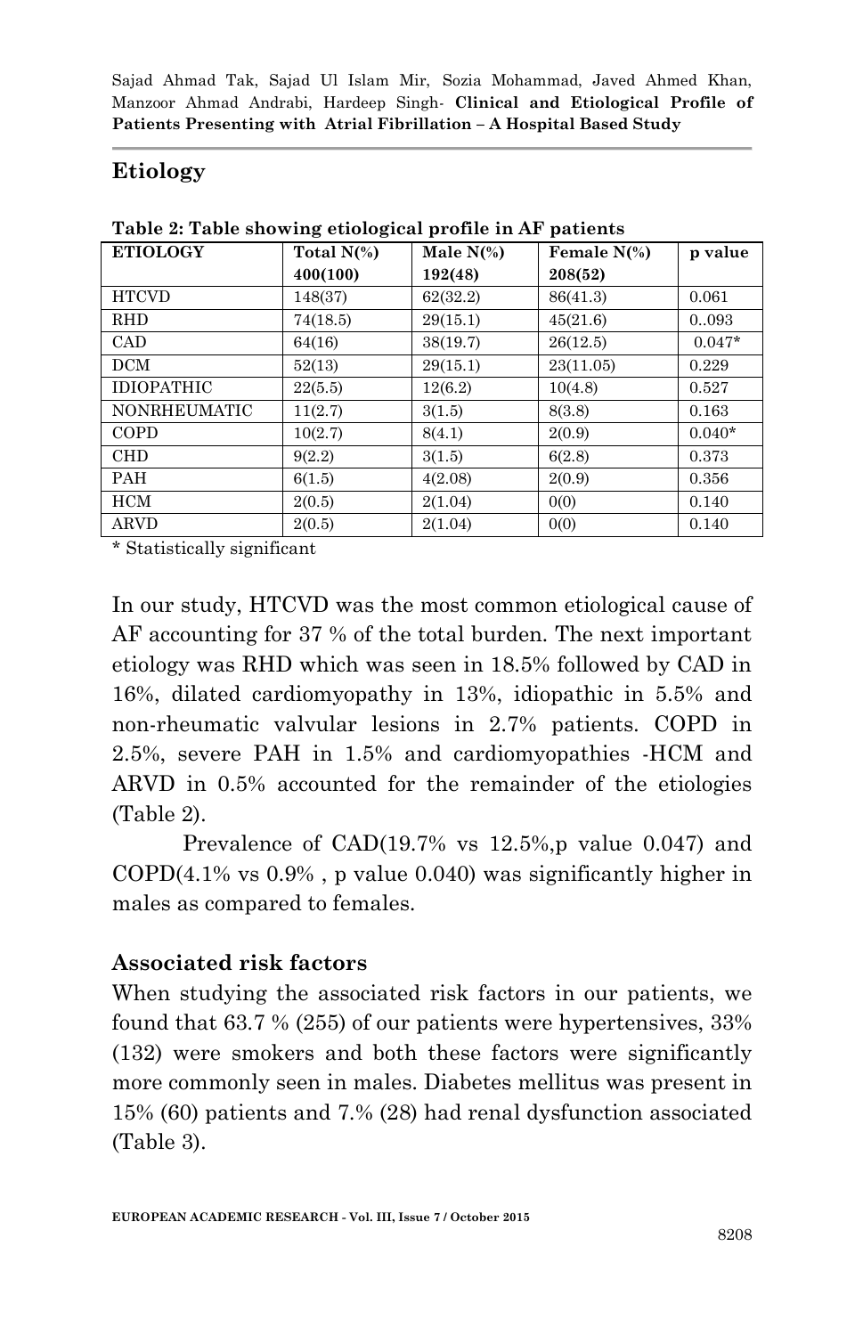## Etiology

**Table 2: Table showing etiological profile in AF patients**

| ETIOLOGY | Total N(%) 400(100) | Male N(%) 192(48) | Female N(%) 208(52) | p value |
|---|---|---|---|---|
| HTCVD | 148(37) | 62(32.2) | 86(41.3) | 0.061 |
| RHD | 74(18.5) | 29(15.1) | 45(21.6) | 0..093 |
| CAD | 64(16) | 38(19.7) | 26(12.5) | 0.047* |
| DCM | 52(13) | 29(15.1) | 23(11.05) | 0.229 |
| IDIOPATHIC | 22(5.5) | 12(6.2) | 10(4.8) | 0.527 |
| NONRHEUMATIC | 11(2.7) | 3(1.5) | 8(3.8) | 0.163 |
| COPD | 10(2.7) | 8(4.1) | 2(0.9) | 0.040* |
| CHD | 9(2.2) | 3(1.5) | 6(2.8) | 0.373 |
| PAH | 6(1.5) | 4(2.08) | 2(0.9) | 0.356 |
| HCM | 2(0.5) | 2(1.04) | 0(0) | 0.140 |
| ARVD | 2(0.5) | 2(1.04) | 0(0) | 0.140 |

* Statistically significant

In our study, HTCVD was the most common etiological cause of AF accounting for 37 % of the total burden. The next important etiology was RHD which was seen in 18.5% followed by CAD in 16%, dilated cardiomyopathy in 13%, idiopathic in 5.5% and non-rheumatic valvular lesions in 2.7% patients. COPD in 2.5%, severe PAH in 1.5% and cardiomyopathies -HCM and ARVD in 0.5% accounted for the remainder of the etiologies (Table 2).

Prevalence of CAD(19.7% vs 12.5%,p value 0.047) and COPD(4.1% vs 0.9% , p value 0.040) was significantly higher in males as compared to females.

### Associated risk factors

When studying the associated risk factors in our patients, we found that 63.7 % (255) of our patients were hypertensives, 33% (132) were smokers and both these factors were significantly more commonly seen in males. Diabetes mellitus was present in 15% (60) patients and 7.% (28) had renal dysfunction associated (Table 3).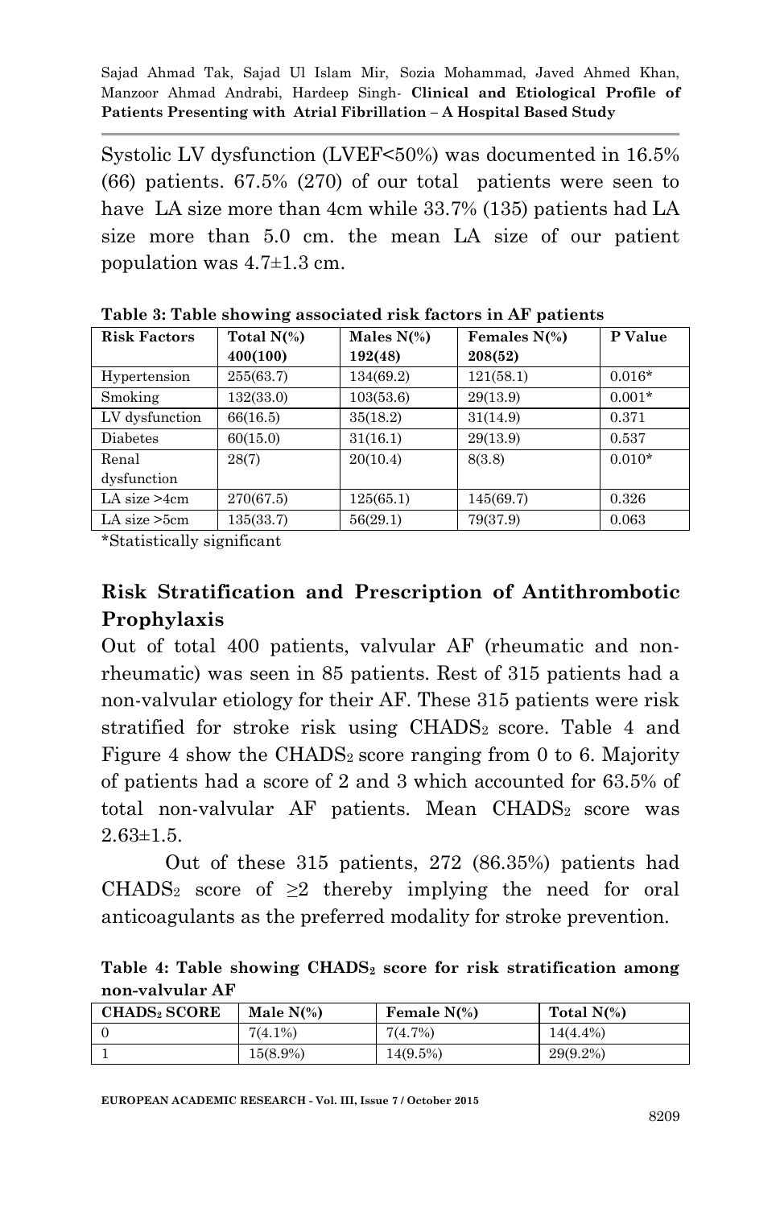Systolic LV dysfunction (LVEF<50%) was documented in 16.5% (66) patients. 67.5% (270) of our total patients were seen to have LA size more than 4cm while 33.7% (135) patients had LA size more than 5.0 cm. the mean LA size of our patient population was 4.7±1.3 cm.

**Table 3: Table showing associated risk factors in AF patients**

| Risk Factors | Total N(%) 400(100) | Males N(%) 192(48) | Females N(%) 208(52) | P Value |
|---|---|---|---|---|
| Hypertension | 255(63.7) | 134(69.2) | 121(58.1) | 0.016* |
| Smoking | 132(33.0) | 103(53.6) | 29(13.9) | 0.001* |
| LV dysfunction | 66(16.5) | 35(18.2) | 31(14.9) | 0.371 |
| Diabetes | 60(15.0) | 31(16.1) | 29(13.9) | 0.537 |
| Renal dysfunction | 28(7) | 20(10.4) | 8(3.8) | 0.010* |
| LA size >4cm | 270(67.5) | 125(65.1) | 145(69.7) | 0.326 |
| LA size >5cm | 135(33.7) | 56(29.1) | 79(37.9) | 0.063 |

*Statistically significant

## Risk Stratification and Prescription of Antithrombotic Prophylaxis

Out of total 400 patients, valvular AF (rheumatic and non-rheumatic) was seen in 85 patients. Rest of 315 patients had a non-valvular etiology for their AF. These 315 patients were risk stratified for stroke risk using $CHADS_2$ score. Table 4 and Figure 4 show the $CHADS_2$ score ranging from 0 to 6. Majority of patients had a score of 2 and 3 which accounted for 63.5% of total non-valvular AF patients. Mean $CHADS_2$ score was 2.63±1.5.

Out of these 315 patients, 272 (86.35%) patients had $CHADS_2$ score of ≥2 thereby implying the need for oral anticoagulants as the preferred modality for stroke prevention.

**Table 4: Table showing $CHADS_2$ score for risk stratification among non-valvular AF**

| $CHADS_2$ SCORE | Male N(%) | Female N(%) | Total N(%) |
|---|---|---|---|
| 0 | 7(4.1%) | 7(4.7%) | 14(4.4%) |
| 1 | 15(8.9%) | 14(9.5%) | 29(9.2%) |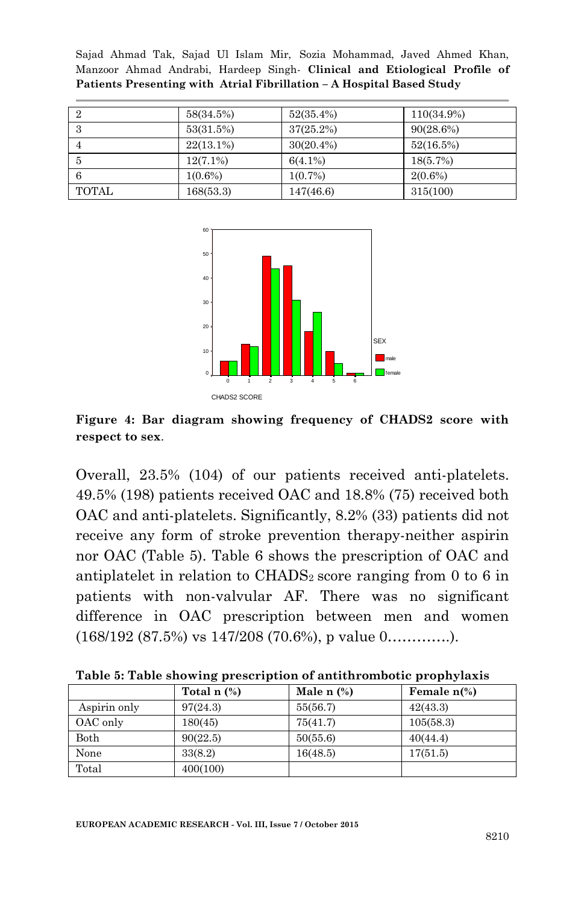| 2 | 58(34.5%) | 52(35.4%) | 110(34.9%) |
|---|---|---|---|
| 3 | 53(31.5%) | 37(25.2%) | 90(28.6%) |
| 4 | 22(13.1%) | 30(20.4%) | 52(16.5%) |
| 5 | 12(7.1%) | 6(4.1%) | 18(5.7%) |
| 6 | 1(0.6%) | 1(0.7%) | 2(0.6%) |
| TOTAL | 168(53.3) | 147(46.6) | 315(100) |

**Figure 4: Bar diagram showing frequency of CHADS2 score with respect to sex**.

Overall, 23.5% (104) of our patients received anti-platelets. 49.5% (198) patients received OAC and 18.8% (75) received both OAC and anti-platelets. Significantly, 8.2% (33) patients did not receive any form of stroke prevention therapy-neither aspirin nor OAC (Table 5). Table 6 shows the prescription of OAC and antiplatelet in relation to $CHADS_2$ score ranging from 0 to 6 in patients with non-valvular AF. There was no significant difference in OAC prescription between men and women (168/192 (87.5%) vs 147/208 (70.6%), p value 0………….).

**Table 5: Table showing prescription of antithrombotic prophylaxis**

| | Total n (%) | Male n (%) | Female n(%) |
|---|---|---|---|
| Aspirin only | 97(24.3) | 55(56.7) | 42(43.3) |
| OAC only | 180(45) | 75(41.7) | 105(58.3) |
| Both | 90(22.5) | 50(55.6) | 40(44.4) |
| None | 33(8.2) | 16(48.5) | 17(51.5) |
| Total | 400(100) | | |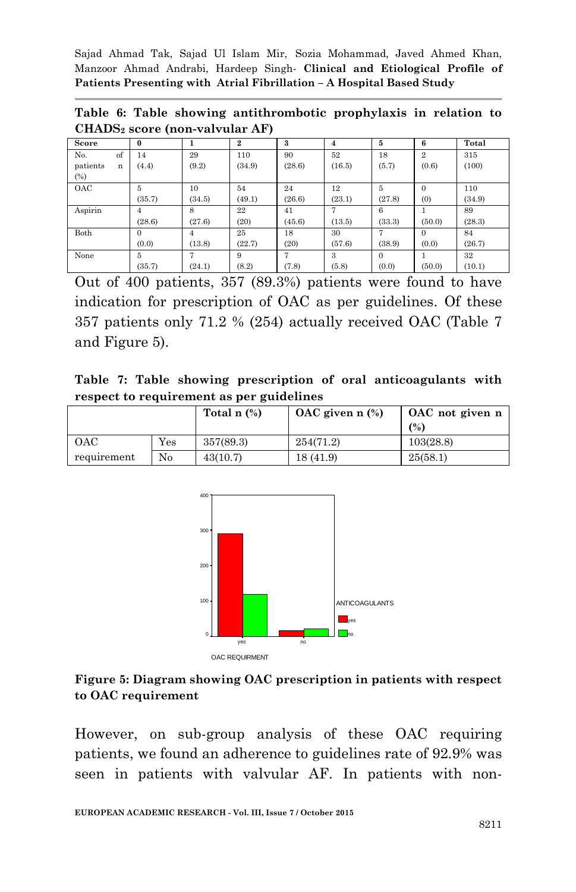**Table 6: Table showing antithrombotic prophylaxis in relation to $CHADS_2$ score (non-valvular AF)**

| Score | 0 | 1 | 2 | 3 | 4 | 5 | 6 | Total |
|---|---|---|---|---|---|---|---|---|
| No. of patients n (%) | 14 (4.4) | 29 (9.2) | 110 (34.9) | 90 (28.6) | 52 (16.5) | 18 (5.7) | 2 (0.6) | 315 (100) |
| OAC | 5 (35.7) | 10 (34.5) | 54 (49.1) | 24 (26.6) | 12 (23.1) | 5 (27.8) | 0 (0) | 110 (34.9) |
| Aspirin | 4 (28.6) | 8 (27.6) | 22 (20) | 41 (45.6) | 7 (13.5) | 6 (33.3) | 1 (50.0) | 89 (28.3) |
| Both | 0 (0.0) | 4 (13.8) | 25 (22.7) | 18 (20) | 30 (57.6) | 7 (38.9) | 0 (0.0) | 84 (26.7) |
| None | 5 (35.7) | 7 (24.1) | 9 (8.2) | 7 (7.8) | 3 (5.8) | 0 (0.0) | 1 (50.0) | 32 (10.1) |

Out of 400 patients, 357 (89.3%) patients were found to have indication for prescription of OAC as per guidelines. Of these 357 patients only 71.2 % (254) actually received OAC (Table 7 and Figure 5).

**Table 7: Table showing prescription of oral anticoagulants with respect to requirement as per guidelines**

| | | Total n (%) | OAC given n (%) | OAC not given n (%) |
|---|---|---|---|---|
| OAC requirement | Yes | 357(89.3) | 254(71.2) | 103(28.8) |
| | No | 43(10.7) | 18 (41.9) | 25(58.1) |

**Figure 5: Diagram showing OAC prescription in patients with respect to OAC requirement**

However, on sub-group analysis of these OAC requiring patients, we found an adherence to guidelines rate of 92.9% was seen in patients with valvular AF. In patients with non-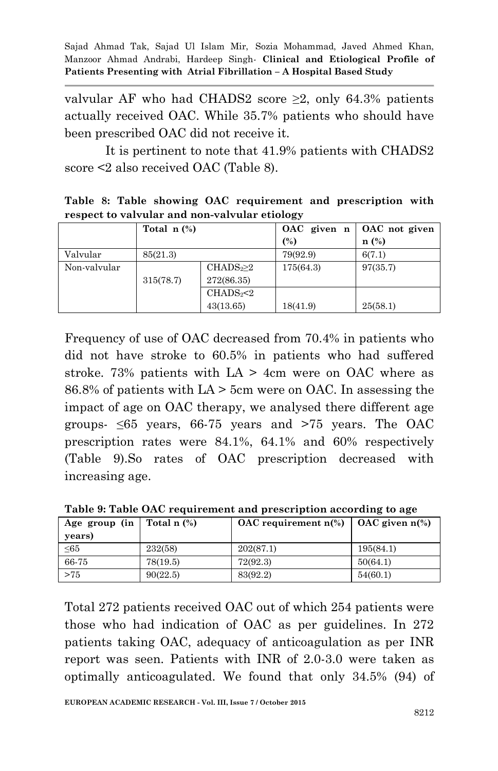valvular AF who had CHADS2 score ≥2, only 64.3% patients actually received OAC. While 35.7% patients who should have been prescribed OAC did not receive it.

It is pertinent to note that 41.9% patients with CHADS2 score <2 also received OAC (Table 8).

**Table 8: Table showing OAC requirement and prescription with respect to valvular and non-valvular etiology**

| | Total n (%) | | OAC given n (%) | OAC not given n (%) |
|---|---|---|---|---|
| Valvular | 85(21.3) | | 79(92.9) | 6(7.1) |
| Non-valvular | 315(78.7) | $CHADS_2 \geq 2$ 272(86.35) | 175(64.3) | 97(35.7) |
| | | $CHADS_2 < 2$ 43(13.65) | 18(41.9) | 25(58.1) |

Frequency of use of OAC decreased from 70.4% in patients who did not have stroke to 60.5% in patients who had suffered stroke. 73% patients with LA > 4cm were on OAC where as 86.8% of patients with LA > 5cm were on OAC. In assessing the impact of age on OAC therapy, we analysed there different age groups- ≤65 years, 66-75 years and >75 years. The OAC prescription rates were 84.1%, 64.1% and 60% respectively (Table 9).So rates of OAC prescription decreased with increasing age.

**Table 9: Table OAC requirement and prescription according to age**

| Age group (in years) | Total n (%) | OAC requirement n(%) | OAC given n(%) |
|---|---|---|---|
| ≤65 | 232(58) | 202(87.1) | 195(84.1) |
| 66-75 | 78(19.5) | 72(92.3) | 50(64.1) |
| >75 | 90(22.5) | 83(92.2) | 54(60.1) |

Total 272 patients received OAC out of which 254 patients were those who had indication of OAC as per guidelines. In 272 patients taking OAC, adequacy of anticoagulation as per INR report was seen. Patients with INR of 2.0-3.0 were taken as optimally anticoagulated. We found that only 34.5% (94) of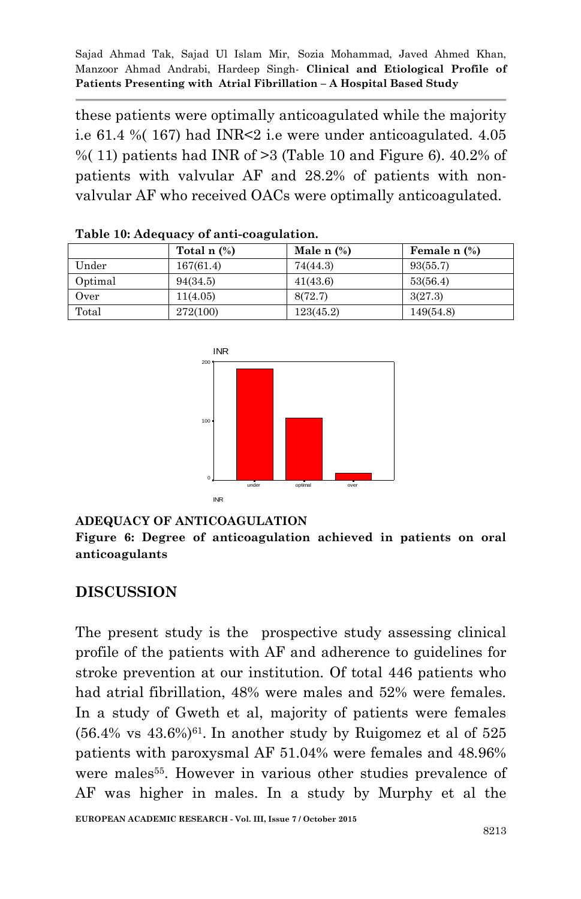these patients were optimally anticoagulated while the majority i.e 61.4 %( 167) had INR<2 i.e were under anticoagulated. 4.05 %( 11) patients had INR of >3 (Table 10 and Figure 6). 40.2% of patients with valvular AF and 28.2% of patients with non-valvular AF who received OACs were optimally anticoagulated.

**Table 10: Adequacy of anti-coagulation.**

| | Total n (%) | Male n (%) | Female n (%) |
|---|---|---|---|
| Under | 167(61.4) | 74(44.3) | 93(55.7) |
| Optimal | 94(34.5) | 41(43.6) | 53(56.4) |
| Over | 11(4.05) | 8(72.7) | 3(27.3) |
| Total | 272(100) | 123(45.2) | 149(54.8) |

**ADEQUACY OF ANTICOAGULATION**

**Figure 6: Degree of anticoagulation achieved in patients on oral anticoagulants**

## DISCUSSION

The present study is the prospective study assessing clinical profile of the patients with AF and adherence to guidelines for stroke prevention at our institution. Of total 446 patients who had atrial fibrillation, 48% were males and 52% were females. In a study of Gweth et al, majority of patients were females (56.4% vs 43.6%)[61]. In another study by Ruigomez et al of 525 patients with paroxysmal AF 51.04% were females and 48.96% were males[55]. However in various other studies prevalence of AF was higher in males. In a study by Murphy et al the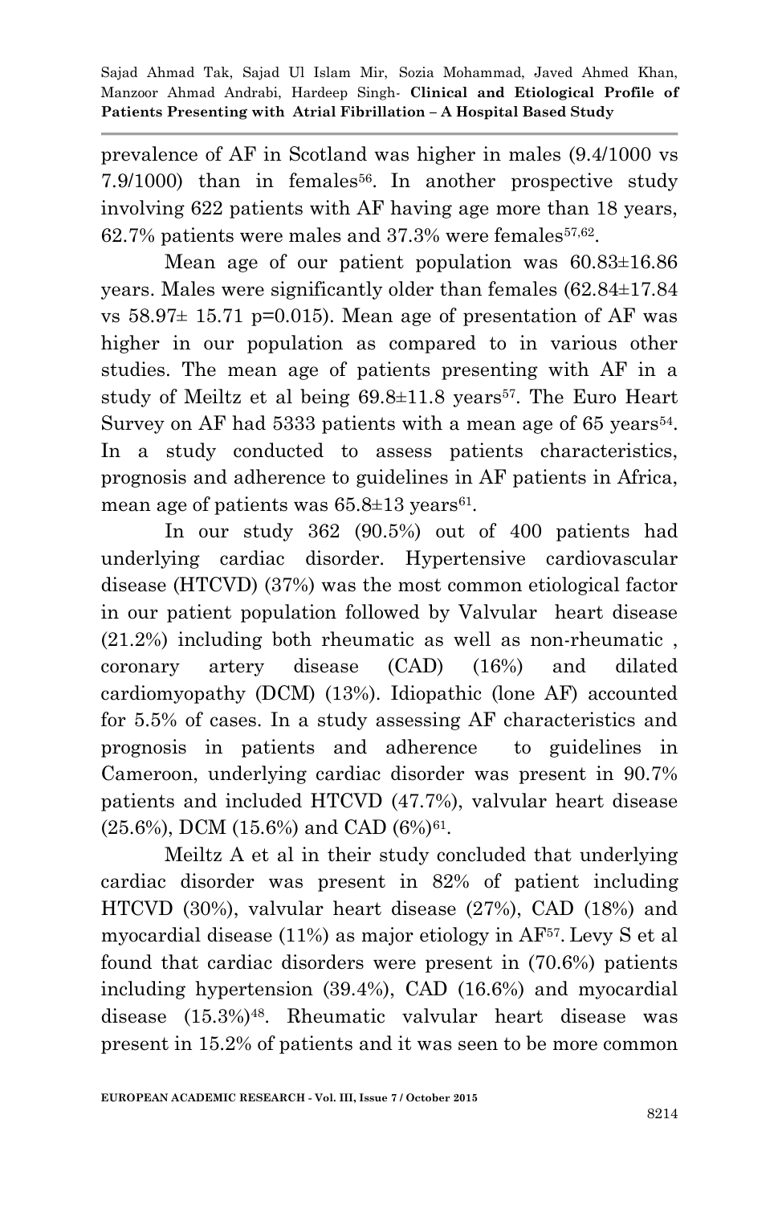prevalence of AF in Scotland was higher in males (9.4/1000 vs 7.9/1000) than in females[56]. In another prospective study involving 622 patients with AF having age more than 18 years, 62.7% patients were males and 37.3% were females[57,62].

Mean age of our patient population was 60.83±16.86 years. Males were significantly older than females (62.84±17.84 vs 58.97± 15.71 p=0.015). Mean age of presentation of AF was higher in our population as compared to in various other studies. The mean age of patients presenting with AF in a study of Meiltz et al being 69.8±11.8 years[57]. The Euro Heart Survey on AF had 5333 patients with a mean age of 65 years[54]. In a study conducted to assess patients characteristics, prognosis and adherence to guidelines in AF patients in Africa, mean age of patients was 65.8±13 years[61].

In our study 362 (90.5%) out of 400 patients had underlying cardiac disorder. Hypertensive cardiovascular disease (HTCVD) (37%) was the most common etiological factor in our patient population followed by Valvular heart disease (21.2%) including both rheumatic as well as non-rheumatic , coronary artery disease (CAD) (16%) and dilated cardiomyopathy (DCM) (13%). Idiopathic (lone AF) accounted for 5.5% of cases. In a study assessing AF characteristics and prognosis in patients and adherence to guidelines in Cameroon, underlying cardiac disorder was present in 90.7% patients and included HTCVD (47.7%), valvular heart disease (25.6%), DCM (15.6%) and CAD (6%)[61].

Meiltz A et al in their study concluded that underlying cardiac disorder was present in 82% of patient including HTCVD (30%), valvular heart disease (27%), CAD (18%) and myocardial disease (11%) as major etiology in AF[57]. Levy S et al found that cardiac disorders were present in (70.6%) patients including hypertension (39.4%), CAD (16.6%) and myocardial disease (15.3%)[48]. Rheumatic valvular heart disease was present in 15.2% of patients and it was seen to be more common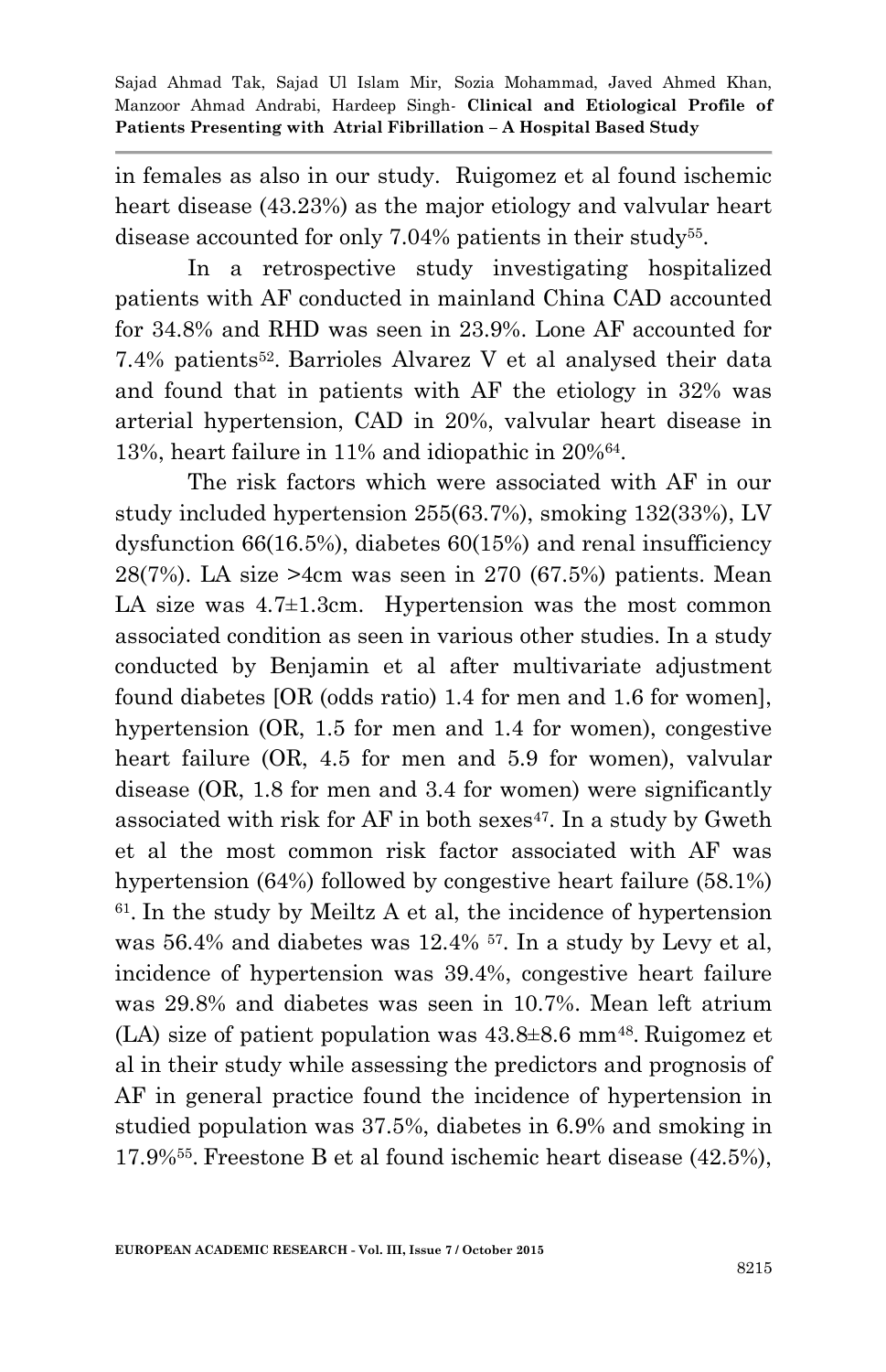in females as also in our study. Ruigomez et al found ischemic heart disease (43.23%) as the major etiology and valvular heart disease accounted for only 7.04% patients in their study[55].

In a retrospective study investigating hospitalized patients with AF conducted in mainland China CAD accounted for 34.8% and RHD was seen in 23.9%. Lone AF accounted for 7.4% patients[52]. Barrioles Alvarez V et al analysed their data and found that in patients with AF the etiology in 32% was arterial hypertension, CAD in 20%, valvular heart disease in 13%, heart failure in 11% and idiopathic in 20%[64].

The risk factors which were associated with AF in our study included hypertension 255(63.7%), smoking 132(33%), LV dysfunction 66(16.5%), diabetes 60(15%) and renal insufficiency 28(7%). LA size >4cm was seen in 270 (67.5%) patients. Mean LA size was 4.7±1.3cm. Hypertension was the most common associated condition as seen in various other studies. In a study conducted by Benjamin et al after multivariate adjustment found diabetes [OR (odds ratio) 1.4 for men and 1.6 for women], hypertension (OR, 1.5 for men and 1.4 for women), congestive heart failure (OR, 4.5 for men and 5.9 for women), valvular disease (OR, 1.8 for men and 3.4 for women) were significantly associated with risk for AF in both sexes[47]. In a study by Gweth et al the most common risk factor associated with AF was hypertension (64%) followed by congestive heart failure (58.1%) [61]. In the study by Meiltz A et al, the incidence of hypertension was 56.4% and diabetes was 12.4% [57]. In a study by Levy et al, incidence of hypertension was 39.4%, congestive heart failure was 29.8% and diabetes was seen in 10.7%. Mean left atrium (LA) size of patient population was 43.8±8.6 mm[48]. Ruigomez et al in their study while assessing the predictors and prognosis of AF in general practice found the incidence of hypertension in studied population was 37.5%, diabetes in 6.9% and smoking in 17.9%[55]. Freestone B et al found ischemic heart disease (42.5%),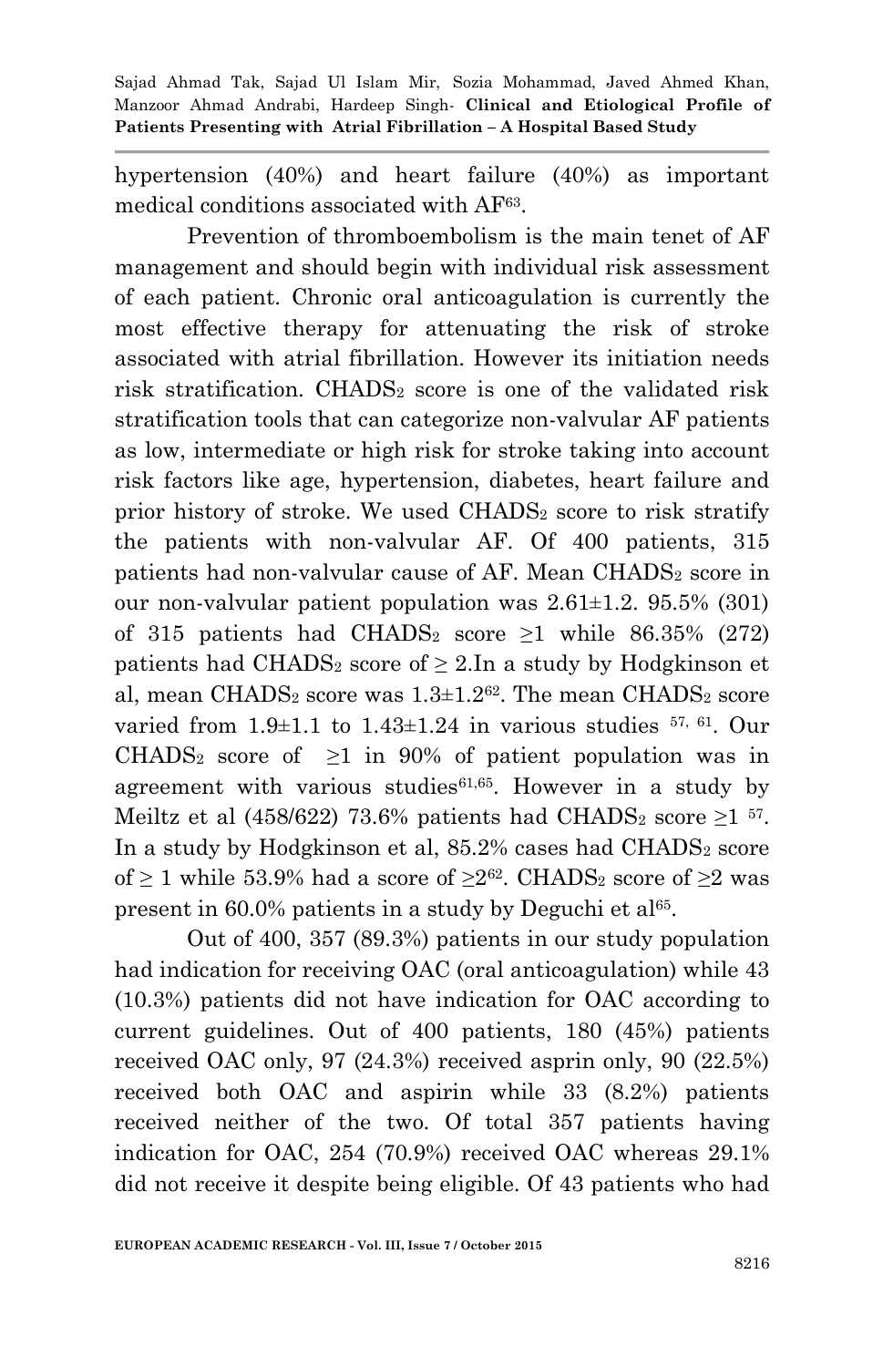hypertension (40%) and heart failure (40%) as important medical conditions associated with AF[63].

Prevention of thromboembolism is the main tenet of AF management and should begin with individual risk assessment of each patient. Chronic oral anticoagulation is currently the most effective therapy for attenuating the risk of stroke associated with atrial fibrillation. However its initiation needs risk stratification. $CHADS_2$ score is one of the validated risk stratification tools that can categorize non-valvular AF patients as low, intermediate or high risk for stroke taking into account risk factors like age, hypertension, diabetes, heart failure and prior history of stroke. We used $CHADS_2$ score to risk stratify the patients with non-valvular AF. Of 400 patients, 315 patients had non-valvular cause of AF. Mean $CHADS_2$ score in our non-valvular patient population was $2.61\pm1.2$. 95.5% (301) of 315 patients had $CHADS_2$ score $\geq1$ while 86.35% (272) patients had $CHADS_2$ score of $\geq 2$.In a study by Hodgkinson et al, mean $CHADS_2$ score was $1.3\pm1.2$[62]. The mean $CHADS_2$ score varied from $1.9\pm1.1$ to $1.43\pm1.24$ in various studies [57, 61]. Our $CHADS_2$ score of $\geq1$ in 90% of patient population was in agreement with various studies[61,65]. However in a study by Meiltz et al (458/622) 73.6% patients had $CHADS_2$ score $\geq1$ [57]. In a study by Hodgkinson et al, 85.2% cases had $CHADS_2$ score of $\geq 1$ while 53.9% had a score of $\geq2$[62]. $CHADS_2$ score of $\geq2$ was present in 60.0% patients in a study by Deguchi et al[65].

Out of 400, 357 (89.3%) patients in our study population had indication for receiving OAC (oral anticoagulation) while 43 (10.3%) patients did not have indication for OAC according to current guidelines. Out of 400 patients, 180 (45%) patients received OAC only, 97 (24.3%) received asprin only, 90 (22.5%) received both OAC and aspirin while 33 (8.2%) patients received neither of the two. Of total 357 patients having indication for OAC, 254 (70.9%) received OAC whereas 29.1% did not receive it despite being eligible. Of 43 patients who had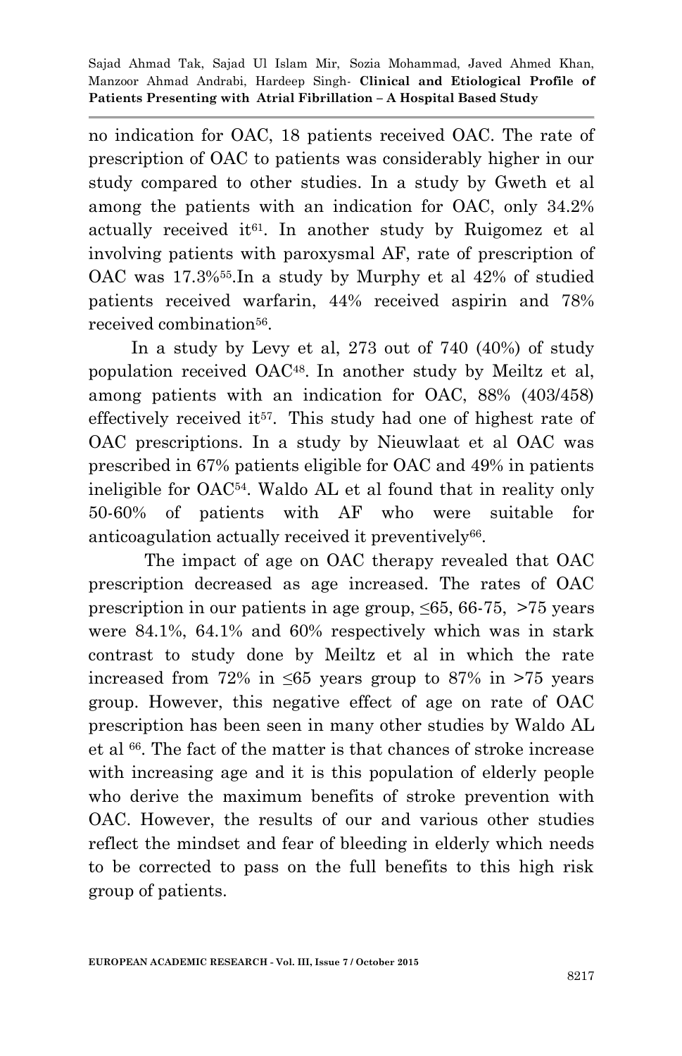no indication for OAC, 18 patients received OAC. The rate of prescription of OAC to patients was considerably higher in our study compared to other studies. In a study by Gweth et al among the patients with an indication for OAC, only 34.2% actually received it[61]. In another study by Ruigomez et al involving patients with paroxysmal AF, rate of prescription of OAC was 17.3%[55].In a study by Murphy et al 42% of studied patients received warfarin, 44% received aspirin and 78% received combination[56].

In a study by Levy et al, 273 out of 740 (40%) of study population received OAC[48]. In another study by Meiltz et al, among patients with an indication for OAC, 88% (403/458) effectively received it[57]. This study had one of highest rate of OAC prescriptions. In a study by Nieuwlaat et al OAC was prescribed in 67% patients eligible for OAC and 49% in patients ineligible for OAC[54]. Waldo AL et al found that in reality only 50-60% of patients with AF who were suitable for anticoagulation actually received it preventively[66].

The impact of age on OAC therapy revealed that OAC prescription decreased as age increased. The rates of OAC prescription in our patients in age group, ≤65, 66-75, >75 years were 84.1%, 64.1% and 60% respectively which was in stark contrast to study done by Meiltz et al in which the rate increased from 72% in ≤65 years group to 87% in >75 years group. However, this negative effect of age on rate of OAC prescription has been seen in many other studies by Waldo AL et al [66]. The fact of the matter is that chances of stroke increase with increasing age and it is this population of elderly people who derive the maximum benefits of stroke prevention with OAC. However, the results of our and various other studies reflect the mindset and fear of bleeding in elderly which needs to be corrected to pass on the full benefits to this high risk group of patients.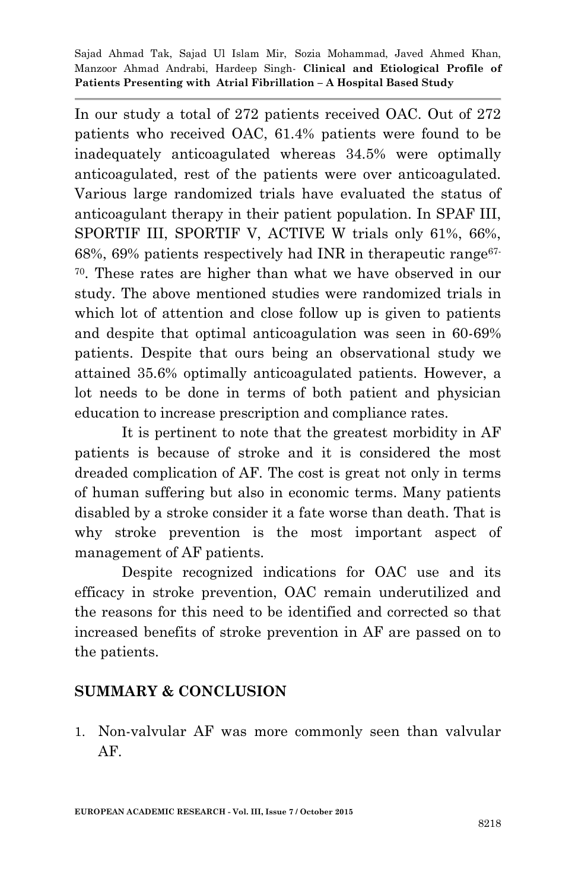In our study a total of 272 patients received OAC. Out of 272 patients who received OAC, 61.4% patients were found to be inadequately anticoagulated whereas 34.5% were optimally anticoagulated, rest of the patients were over anticoagulated. Various large randomized trials have evaluated the status of anticoagulant therapy in their patient population. In SPAF III, SPORTIF III, SPORTIF V, ACTIVE W trials only 61%, 66%, 68%, 69% patients respectively had INR in therapeutic range[67-70]. These rates are higher than what we have observed in our study. The above mentioned studies were randomized trials in which lot of attention and close follow up is given to patients and despite that optimal anticoagulation was seen in 60-69% patients. Despite that ours being an observational study we attained 35.6% optimally anticoagulated patients. However, a lot needs to be done in terms of both patient and physician education to increase prescription and compliance rates.

It is pertinent to note that the greatest morbidity in AF patients is because of stroke and it is considered the most dreaded complication of AF. The cost is great not only in terms of human suffering but also in economic terms. Many patients disabled by a stroke consider it a fate worse than death. That is why stroke prevention is the most important aspect of management of AF patients.

Despite recognized indications for OAC use and its efficacy in stroke prevention, OAC remain underutilized and the reasons for this need to be identified and corrected so that increased benefits of stroke prevention in AF are passed on to the patients.

## SUMMARY & CONCLUSION

1. Non-valvular AF was more commonly seen than valvular AF.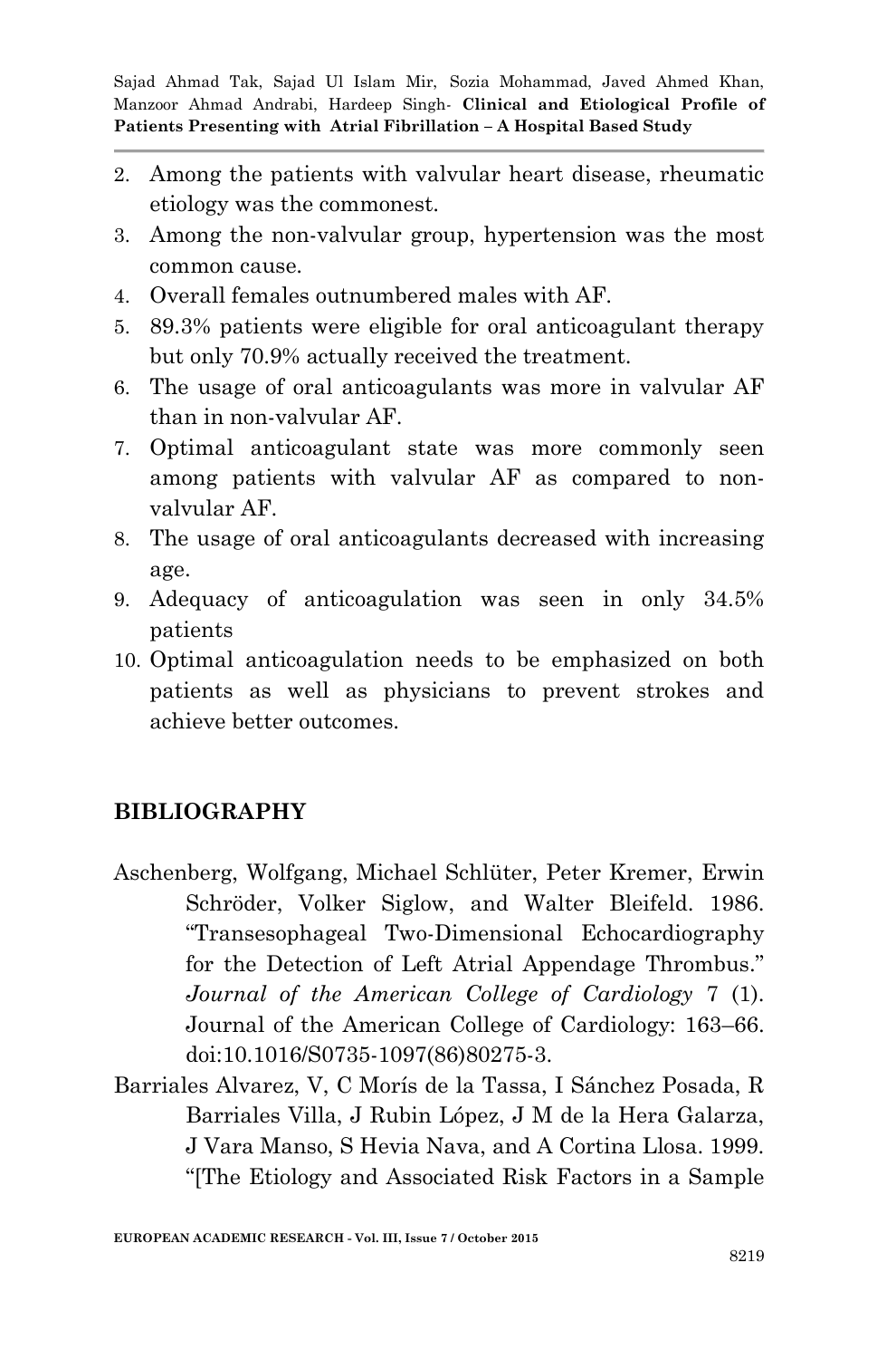2. Among the patients with valvular heart disease, rheumatic etiology was the commonest.
3. Among the non-valvular group, hypertension was the most common cause.
4. Overall females outnumbered males with AF.
5. 89.3% patients were eligible for oral anticoagulant therapy but only 70.9% actually received the treatment.
6. The usage of oral anticoagulants was more in valvular AF than in non-valvular AF.
7. Optimal anticoagulant state was more commonly seen among patients with valvular AF as compared to non-valvular AF.
8. The usage of oral anticoagulants decreased with increasing age.
9. Adequacy of anticoagulation was seen in only 34.5% patients
10. Optimal anticoagulation needs to be emphasized on both patients as well as physicians to prevent strokes and achieve better outcomes.

## BIBLIOGRAPHY

Aschenberg, Wolfgang, Michael Schlüter, Peter Kremer, Erwin Schröder, Volker Siglow, and Walter Bleifeld. 1986. "Transesophageal Two-Dimensional Echocardiography for the Detection of Left Atrial Appendage Thrombus." *Journal of the American College of Cardiology* 7 (1). Journal of the American College of Cardiology: 163–66. doi:10.1016/S0735-1097(86)80275-3.

Barriales Alvarez, V, C Morís de la Tassa, I Sánchez Posada, R Barriales Villa, J Rubin López, J M de la Hera Galarza, J Vara Manso, S Hevia Nava, and A Cortina Llosa. 1999. "[The Etiology and Associated Risk Factors in a Sample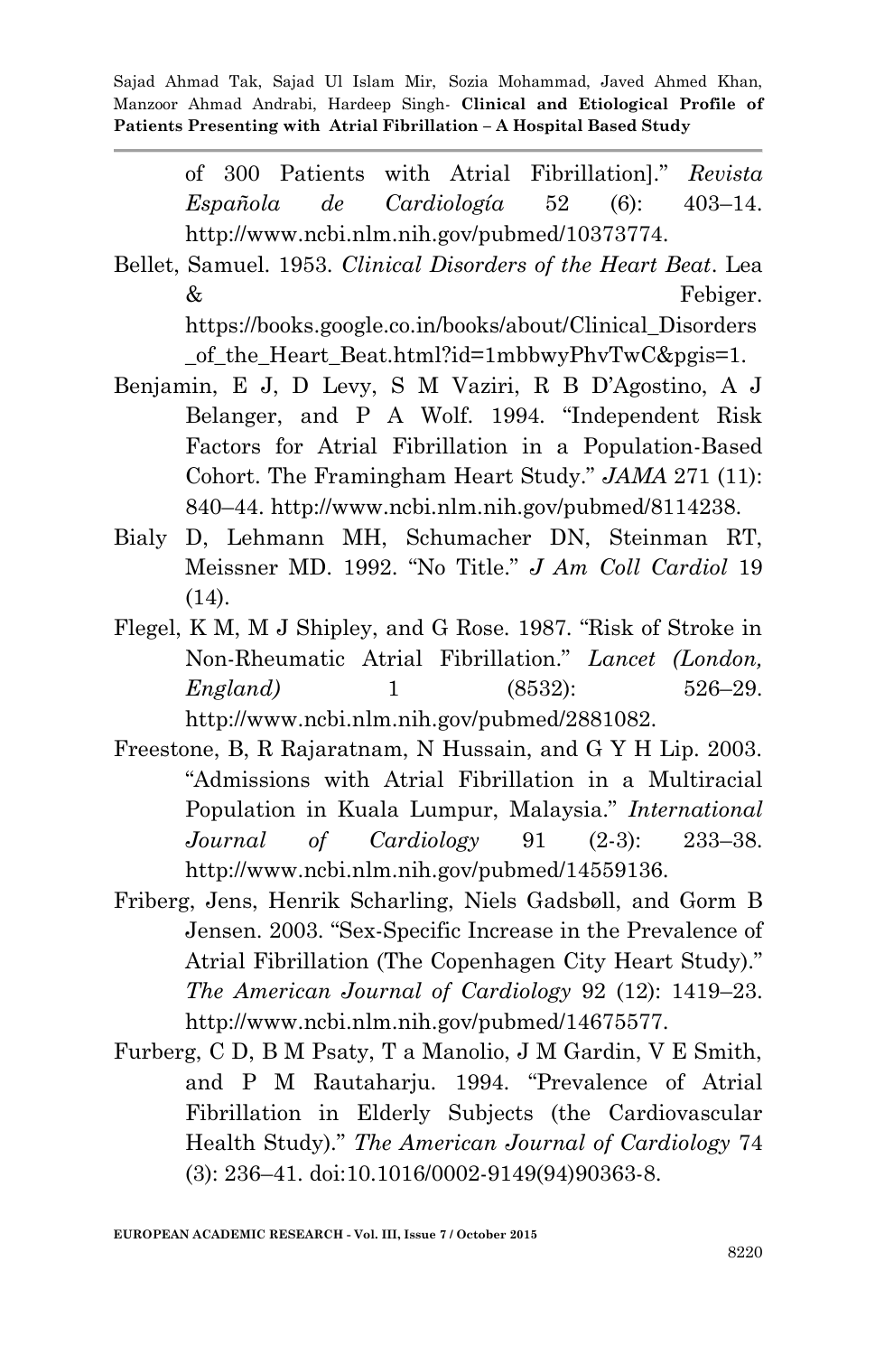of 300 Patients with Atrial Fibrillation].” *Revista Española de Cardiología* 52 (6): 403–14. http://www.ncbi.nlm.nih.gov/pubmed/10373774.

Bellet, Samuel. 1953. *Clinical Disorders of the Heart Beat*. Lea & Febiger. https://books.google.co.in/books/about/Clinical_Disorders_of_the_Heart_Beat.html?id=1mbbwyPhvTwC&pgis=1.

Benjamin, E J, D Levy, S M Vaziri, R B D’Agostino, A J Belanger, and P A Wolf. 1994. “Independent Risk Factors for Atrial Fibrillation in a Population-Based Cohort. The Framingham Heart Study.” *JAMA* 271 (11): 840–44. http://www.ncbi.nlm.nih.gov/pubmed/8114238.

Bialy D, Lehmann MH, Schumacher DN, Steinman RT, Meissner MD. 1992. “No Title.” *J Am Coll Cardiol* 19 (14).

Flegel, K M, M J Shipley, and G Rose. 1987. “Risk of Stroke in Non-Rheumatic Atrial Fibrillation.” *Lancet (London, England)* 1 (8532): 526–29. http://www.ncbi.nlm.nih.gov/pubmed/2881082.

Freestone, B, R Rajaratnam, N Hussain, and G Y H Lip. 2003. “Admissions with Atrial Fibrillation in a Multiracial Population in Kuala Lumpur, Malaysia.” *International Journal of Cardiology* 91 (2-3): 233–38. http://www.ncbi.nlm.nih.gov/pubmed/14559136.

Friberg, Jens, Henrik Scharling, Niels Gadsbøll, and Gorm B Jensen. 2003. “Sex-Specific Increase in the Prevalence of Atrial Fibrillation (The Copenhagen City Heart Study).” *The American Journal of Cardiology* 92 (12): 1419–23. http://www.ncbi.nlm.nih.gov/pubmed/14675577.

Furberg, C D, B M Psaty, T a Manolio, J M Gardin, V E Smith, and P M Rautaharju. 1994. “Prevalence of Atrial Fibrillation in Elderly Subjects (the Cardiovascular Health Study).” *The American Journal of Cardiology* 74 (3): 236–41. doi:10.1016/0002-9149(94)90363-8.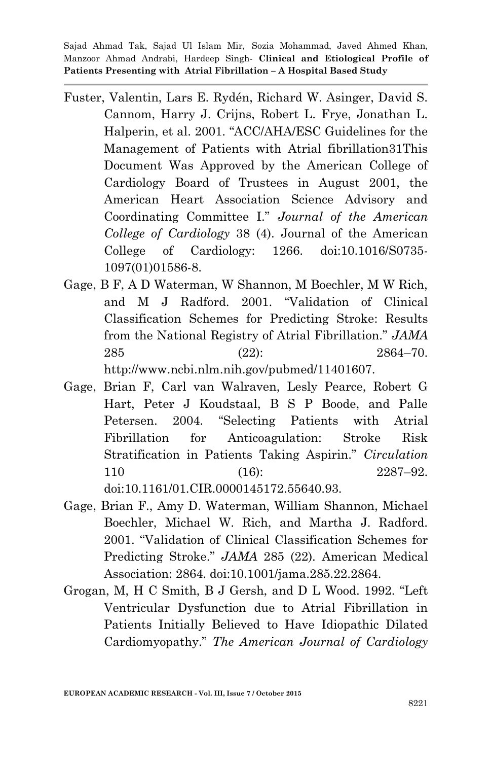Fuster, Valentin, Lars E. Rydén, Richard W. Asinger, David S. Cannom, Harry J. Crijns, Robert L. Frye, Jonathan L. Halperin, et al. 2001. "ACC/AHA/ESC Guidelines for the Management of Patients with Atrial fibrillation31This Document Was Approved by the American College of Cardiology Board of Trustees in August 2001, the American Heart Association Science Advisory and Coordinating Committee I." *Journal of the American College of Cardiology* 38 (4). Journal of the American College of Cardiology: 1266. doi:10.1016/S0735-1097(01)01586-8.

Gage, B F, A D Waterman, W Shannon, M Boechler, M W Rich, and M J Radford. 2001. "Validation of Clinical Classification Schemes for Predicting Stroke: Results from the National Registry of Atrial Fibrillation." *JAMA* 285 (22): 2864–70. http://www.ncbi.nlm.nih.gov/pubmed/11401607.

Gage, Brian F, Carl van Walraven, Lesly Pearce, Robert G Hart, Peter J Koudstaal, B S P Boode, and Palle Petersen. 2004. "Selecting Patients with Atrial Fibrillation for Anticoagulation: Stroke Risk Stratification in Patients Taking Aspirin." *Circulation* 110 (16): 2287–92. doi:10.1161/01.CIR.0000145172.55640.93.

Gage, Brian F., Amy D. Waterman, William Shannon, Michael Boechler, Michael W. Rich, and Martha J. Radford. 2001. "Validation of Clinical Classification Schemes for Predicting Stroke." *JAMA* 285 (22). American Medical Association: 2864. doi:10.1001/jama.285.22.2864.

Grogan, M, H C Smith, B J Gersh, and D L Wood. 1992. "Left Ventricular Dysfunction due to Atrial Fibrillation in Patients Initially Believed to Have Idiopathic Dilated Cardiomyopathy." *The American Journal of Cardiology*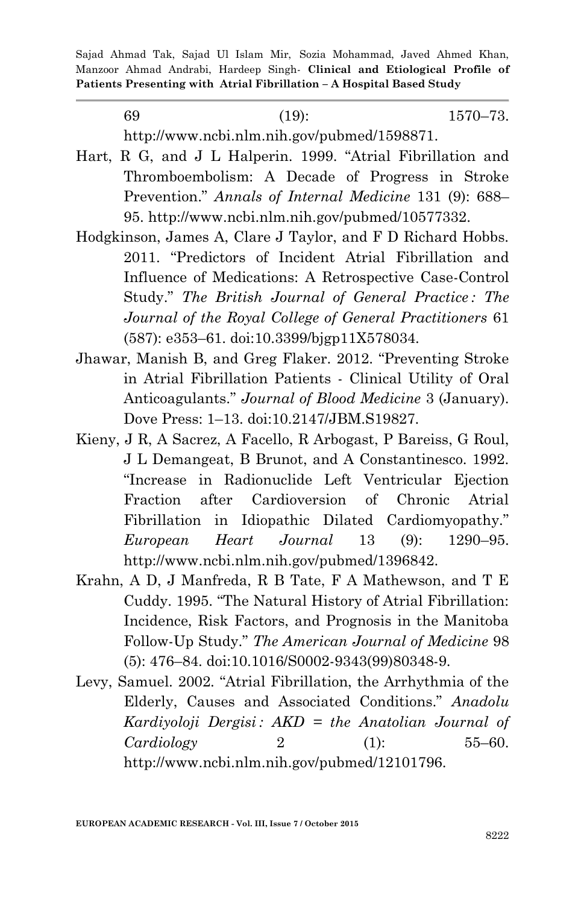69 (19): 1570–73. http://www.ncbi.nlm.nih.gov/pubmed/1598871.

Hart, R G, and J L Halperin. 1999. "Atrial Fibrillation and Thromboembolism: A Decade of Progress in Stroke Prevention." *Annals of Internal Medicine* 131 (9): 688–95. http://www.ncbi.nlm.nih.gov/pubmed/10577332.

Hodgkinson, James A, Clare J Taylor, and F D Richard Hobbs. 2011. "Predictors of Incident Atrial Fibrillation and Influence of Medications: A Retrospective Case-Control Study." *The British Journal of General Practice : The Journal of the Royal College of General Practitioners* 61 (587): e353–61. doi:10.3399/bjgp11X578034.

Jhawar, Manish B, and Greg Flaker. 2012. "Preventing Stroke in Atrial Fibrillation Patients - Clinical Utility of Oral Anticoagulants." *Journal of Blood Medicine* 3 (January). Dove Press: 1–13. doi:10.2147/JBM.S19827.

Kieny, J R, A Sacrez, A Facello, R Arbogast, P Bareiss, G Roul, J L Demangeat, B Brunot, and A Constantinesco. 1992. "Increase in Radionuclide Left Ventricular Ejection Fraction after Cardioversion of Chronic Atrial Fibrillation in Idiopathic Dilated Cardiomyopathy." *European Heart Journal* 13 (9): 1290–95. http://www.ncbi.nlm.nih.gov/pubmed/1396842.

Krahn, A D, J Manfreda, R B Tate, F A Mathewson, and T E Cuddy. 1995. "The Natural History of Atrial Fibrillation: Incidence, Risk Factors, and Prognosis in the Manitoba Follow-Up Study." *The American Journal of Medicine* 98 (5): 476–84. doi:10.1016/S0002-9343(99)80348-9.

Levy, Samuel. 2002. "Atrial Fibrillation, the Arrhythmia of the Elderly, Causes and Associated Conditions." *Anadolu Kardiyoloji Dergisi : AKD = the Anatolian Journal of Cardiology* 2 (1): 55–60. http://www.ncbi.nlm.nih.gov/pubmed/12101796.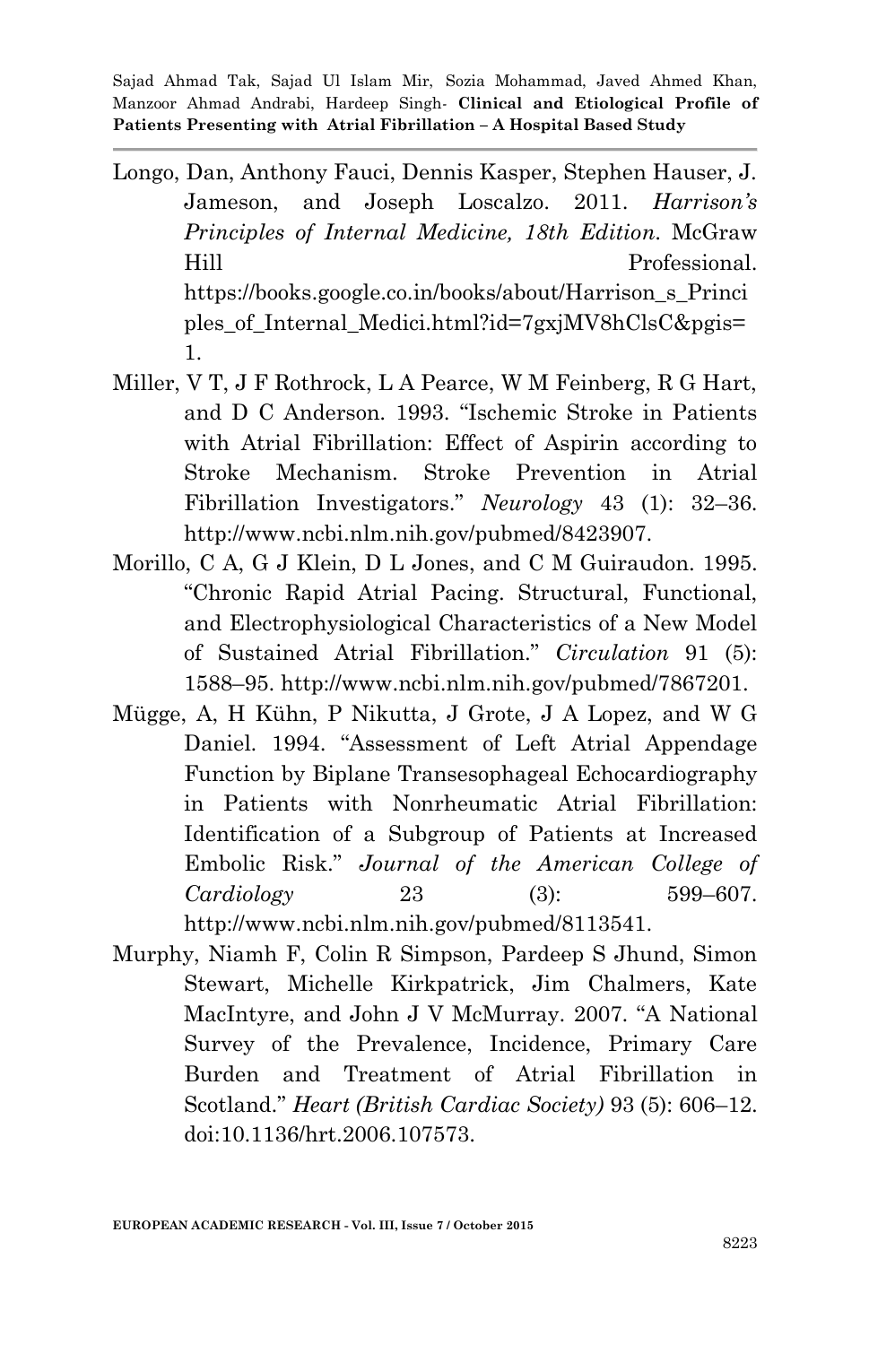Longo, Dan, Anthony Fauci, Dennis Kasper, Stephen Hauser, J. Jameson, and Joseph Loscalzo. 2011. *Harrison's Principles of Internal Medicine, 18th Edition*. McGraw Hill Professional. https://books.google.co.in/books/about/Harrison_s_Principles_of_Internal_Medici.html?id=7gxjMV8hClsC&pgis=1.

Miller, V T, J F Rothrock, L A Pearce, W M Feinberg, R G Hart, and D C Anderson. 1993. "Ischemic Stroke in Patients with Atrial Fibrillation: Effect of Aspirin according to Stroke Mechanism. Stroke Prevention in Atrial Fibrillation Investigators." *Neurology* 43 (1): 32–36. http://www.ncbi.nlm.nih.gov/pubmed/8423907.

Morillo, C A, G J Klein, D L Jones, and C M Guiraudon. 1995. "Chronic Rapid Atrial Pacing. Structural, Functional, and Electrophysiological Characteristics of a New Model of Sustained Atrial Fibrillation." *Circulation* 91 (5): 1588–95. http://www.ncbi.nlm.nih.gov/pubmed/7867201.

Mügge, A, H Kühn, P Nikutta, J Grote, J A Lopez, and W G Daniel. 1994. "Assessment of Left Atrial Appendage Function by Biplane Transesophageal Echocardiography in Patients with Nonrheumatic Atrial Fibrillation: Identification of a Subgroup of Patients at Increased Embolic Risk." *Journal of the American College of Cardiology* 23 (3): 599–607. http://www.ncbi.nlm.nih.gov/pubmed/8113541.

Murphy, Niamh F, Colin R Simpson, Pardeep S Jhund, Simon Stewart, Michelle Kirkpatrick, Jim Chalmers, Kate MacIntyre, and John J V McMurray. 2007. "A National Survey of the Prevalence, Incidence, Primary Care Burden and Treatment of Atrial Fibrillation in Scotland." *Heart (British Cardiac Society)* 93 (5): 606–12. doi:10.1136/hrt.2006.107573.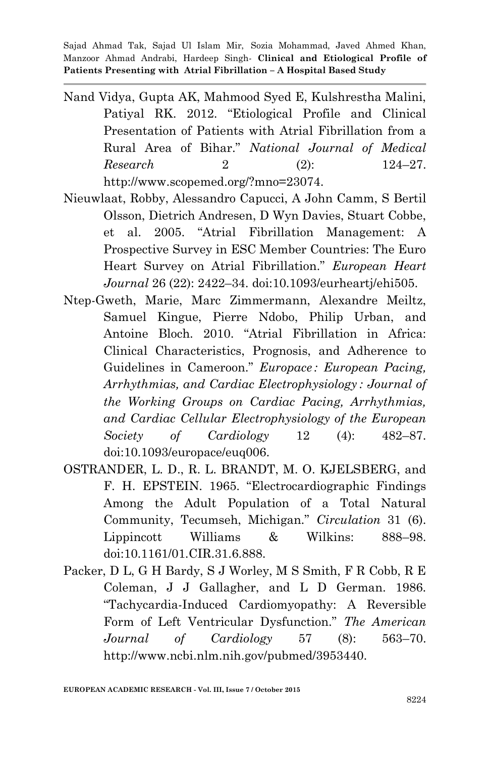Nand Vidya, Gupta AK, Mahmood Syed E, Kulshrestha Malini, Patiyal RK. 2012. "Etiological Profile and Clinical Presentation of Patients with Atrial Fibrillation from a Rural Area of Bihar." *National Journal of Medical Research* 2 (2): 124–27. http://www.scopemed.org/?mno=23074.

Nieuwlaat, Robby, Alessandro Capucci, A John Camm, S Bertil Olsson, Dietrich Andresen, D Wyn Davies, Stuart Cobbe, et al. 2005. "Atrial Fibrillation Management: A Prospective Survey in ESC Member Countries: The Euro Heart Survey on Atrial Fibrillation." *European Heart Journal* 26 (22): 2422–34. doi:10.1093/eurheartj/ehi505.

Ntep-Gweth, Marie, Marc Zimmermann, Alexandre Meiltz, Samuel Kingue, Pierre Ndobo, Philip Urban, and Antoine Bloch. 2010. "Atrial Fibrillation in Africa: Clinical Characteristics, Prognosis, and Adherence to Guidelines in Cameroon." *Europace : European Pacing, Arrhythmias, and Cardiac Electrophysiology : Journal of the Working Groups on Cardiac Pacing, Arrhythmias, and Cardiac Cellular Electrophysiology of the European Society of Cardiology* 12 (4): 482–87. doi:10.1093/europace/euq006.

OSTRANDER, L. D., R. L. BRANDT, M. O. KJELSBERG, and F. H. EPSTEIN. 1965. "Electrocardiographic Findings Among the Adult Population of a Total Natural Community, Tecumseh, Michigan." *Circulation* 31 (6). Lippincott Williams & Wilkins: 888–98. doi:10.1161/01.CIR.31.6.888.

Packer, D L, G H Bardy, S J Worley, M S Smith, F R Cobb, R E Coleman, J J Gallagher, and L D German. 1986. "Tachycardia-Induced Cardiomyopathy: A Reversible Form of Left Ventricular Dysfunction." *The American Journal of Cardiology* 57 (8): 563–70. http://www.ncbi.nlm.nih.gov/pubmed/3953440.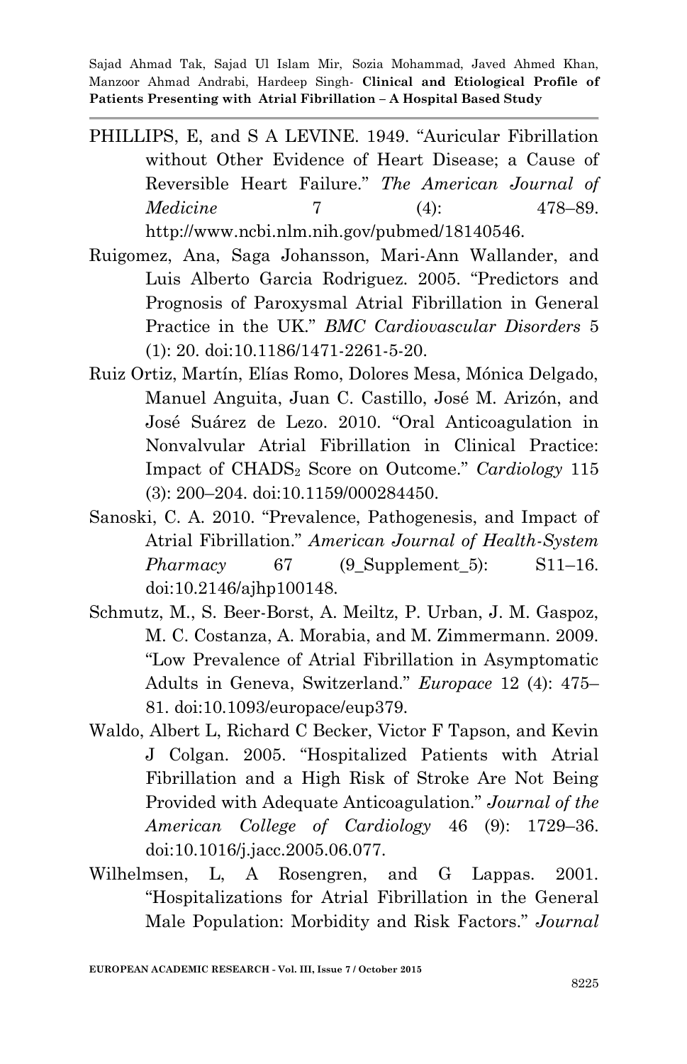PHILLIPS, E, and S A LEVINE. 1949. "Auricular Fibrillation without Other Evidence of Heart Disease; a Cause of Reversible Heart Failure." *The American Journal of Medicine* 7 (4): 478–89. http://www.ncbi.nlm.nih.gov/pubmed/18140546.

Ruigomez, Ana, Saga Johansson, Mari-Ann Wallander, and Luis Alberto Garcia Rodriguez. 2005. "Predictors and Prognosis of Paroxysmal Atrial Fibrillation in General Practice in the UK." *BMC Cardiovascular Disorders* 5 (1): 20. doi:10.1186/1471-2261-5-20.

Ruiz Ortiz, Martín, Elías Romo, Dolores Mesa, Mónica Delgado, Manuel Anguita, Juan C. Castillo, José M. Arizón, and José Suárez de Lezo. 2010. "Oral Anticoagulation in Nonvalvular Atrial Fibrillation in Clinical Practice: Impact of $CHADS_2$ Score on Outcome." *Cardiology* 115 (3): 200–204. doi:10.1159/000284450.

Sanoski, C. A. 2010. "Prevalence, Pathogenesis, and Impact of Atrial Fibrillation." *American Journal of Health-System Pharmacy* 67 (9_Supplement_5): S11–16. doi:10.2146/ajhp100148.

Schmutz, M., S. Beer-Borst, A. Meiltz, P. Urban, J. M. Gaspoz, M. C. Costanza, A. Morabia, and M. Zimmermann. 2009. "Low Prevalence of Atrial Fibrillation in Asymptomatic Adults in Geneva, Switzerland." *Europace* 12 (4): 475–81. doi:10.1093/europace/eup379.

Waldo, Albert L, Richard C Becker, Victor F Tapson, and Kevin J Colgan. 2005. "Hospitalized Patients with Atrial Fibrillation and a High Risk of Stroke Are Not Being Provided with Adequate Anticoagulation." *Journal of the American College of Cardiology* 46 (9): 1729–36. doi:10.1016/j.jacc.2005.06.077.

Wilhelmsen, L, A Rosengren, and G Lappas. 2001. "Hospitalizations for Atrial Fibrillation in the General Male Population: Morbidity and Risk Factors." *Journal*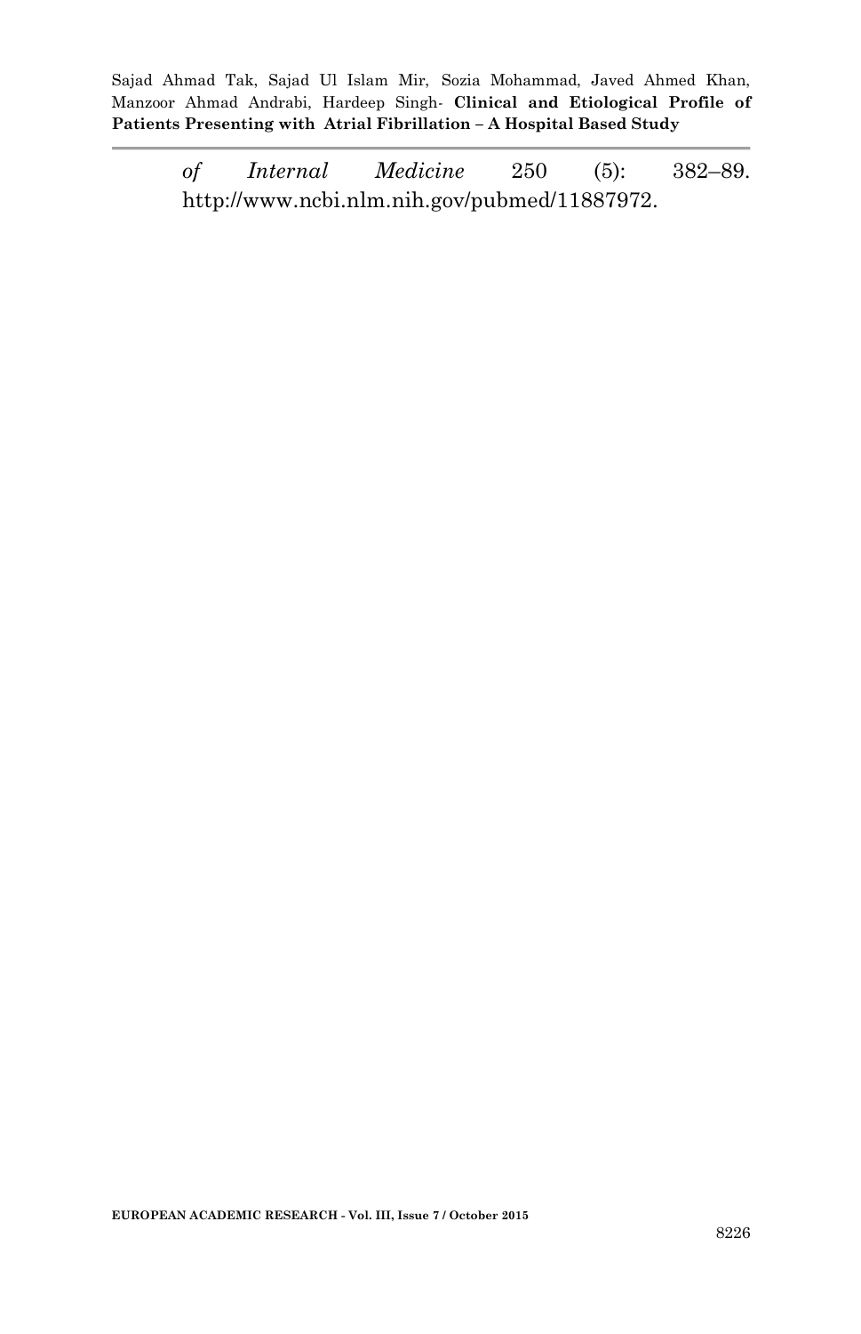*of Internal Medicine* 250 (5): 382–89. http://www.ncbi.nlm.nih.gov/pubmed/11887972.